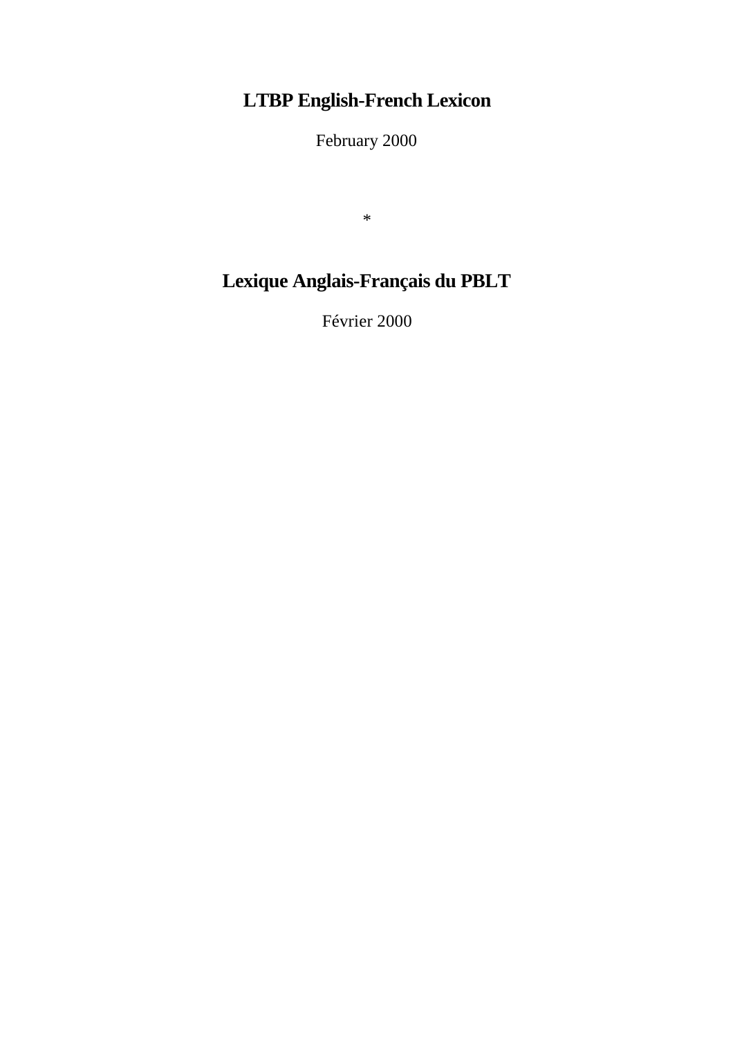# LTBP English-French Lexicon

February 2000

*

# Lexique Anglais-Français du PBLT

Février 2000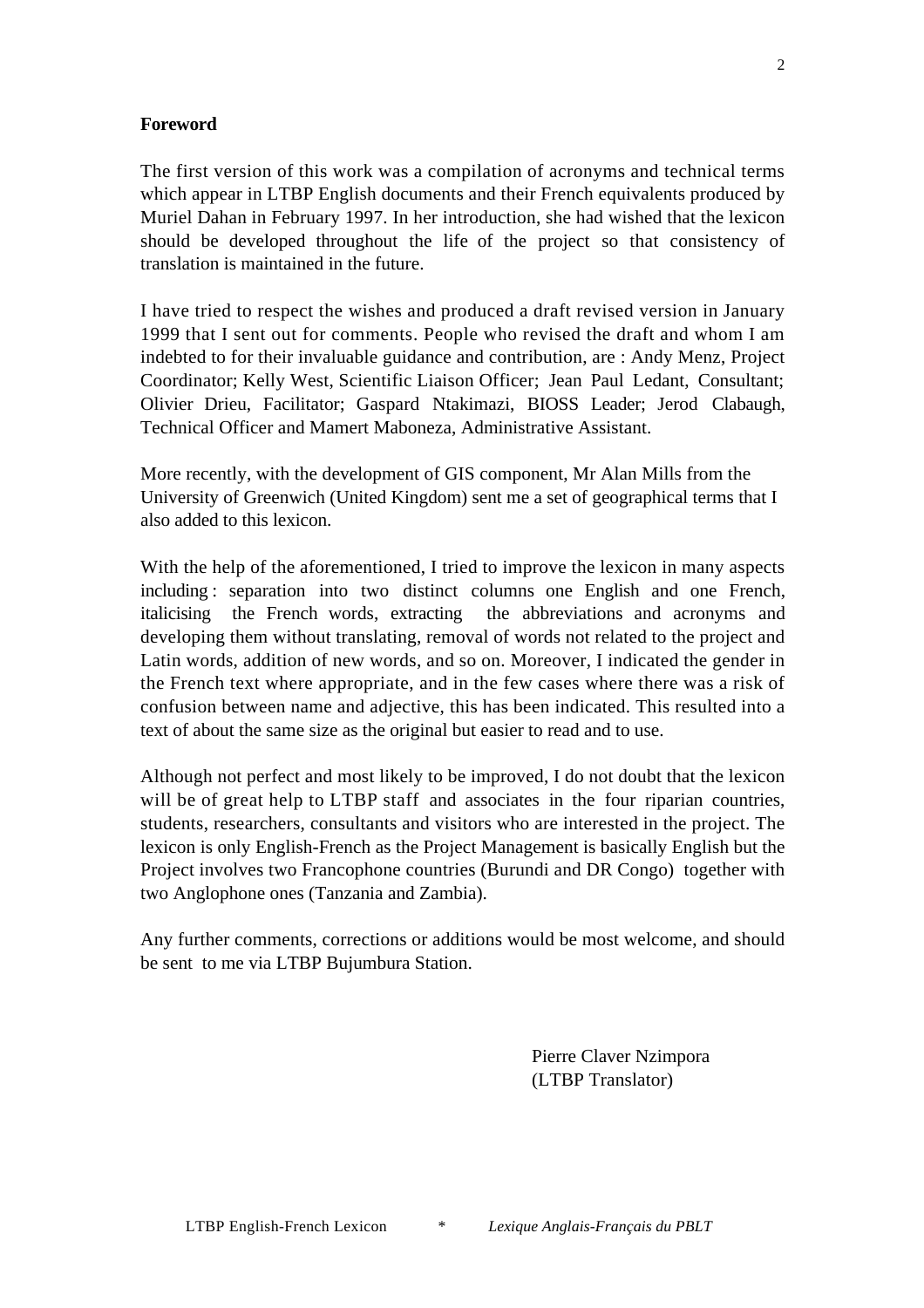**Foreword**

The first version of this work was a compilation of acronyms and technical terms which appear in LTBP English documents and their French equivalents produced by Muriel Dahan in February 1997. In her introduction, she had wished that the lexicon should be developed throughout the life of the project so that consistency of translation is maintained in the future.

I have tried to respect the wishes and produced a draft revised version in January 1999 that I sent out for comments. People who revised the draft and whom I am indebted to for their invaluable guidance and contribution, are : Andy Menz, Project Coordinator; Kelly West, Scientific Liaison Officer; Jean Paul Ledant, Consultant; Olivier Drieu, Facilitator; Gaspard Ntakimazi, BIOSS Leader; Jerod Clabaugh, Technical Officer and Mamert Maboneza, Administrative Assistant.

More recently, with the development of GIS component, Mr Alan Mills from the University of Greenwich (United Kingdom) sent me a set of geographical terms that I also added to this lexicon.

With the help of the aforementioned, I tried to improve the lexicon in many aspects including : separation into two distinct columns one English and one French, italicising the French words, extracting the abbreviations and acronyms and developing them without translating, removal of words not related to the project and Latin words, addition of new words, and so on. Moreover, I indicated the gender in the French text where appropriate, and in the few cases where there was a risk of confusion between name and adjective, this has been indicated. This resulted into a text of about the same size as the original but easier to read and to use.

Although not perfect and most likely to be improved, I do not doubt that the lexicon will be of great help to LTBP staff and associates in the four riparian countries, students, researchers, consultants and visitors who are interested in the project. The lexicon is only English-French as the Project Management is basically English but the Project involves two Francophone countries (Burundi and DR Congo) together with two Anglophone ones (Tanzania and Zambia).

Any further comments, corrections or additions would be most welcome, and should be sent to me via LTBP Bujumbura Station.

Pierre Claver Nzimpora
(LTBP Translator)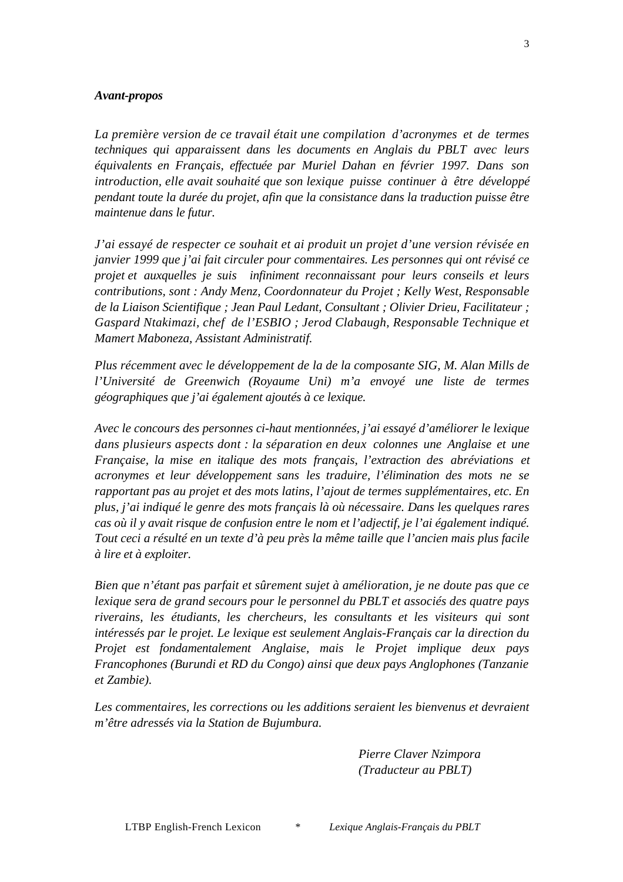***Avant-propos***

*La première version de ce travail était une compilation d'acronymes et de termes techniques qui apparaissent dans les documents en Anglais du PBLT avec leurs équivalents en Français, effectuée par Muriel Dahan en février 1997. Dans son introduction, elle avait souhaité que son lexique puisse continuer à être développé pendant toute la durée du projet, afin que la consistance dans la traduction puisse être maintenue dans le futur.*

*J'ai essayé de respecter ce souhait et ai produit un projet d'une version révisée en janvier 1999 que j'ai fait circuler pour commentaires. Les personnes qui ont révisé ce projet et auxquelles je suis infiniment reconnaissant pour leurs conseils et leurs contributions, sont : Andy Menz, Coordonnateur du Projet ; Kelly West, Responsable de la Liaison Scientifique ; Jean Paul Ledant, Consultant ; Olivier Drieu, Facilitateur ; Gaspard Ntakimazi, chef de l'ESBIO ; Jerod Clabaugh, Responsable Technique et Mamert Maboneza, Assistant Administratif.*

*Plus récemment avec le développement de la de la composante SIG, M. Alan Mills de l'Université de Greenwich (Royaume Uni) m'a envoyé une liste de termes géographiques que j'ai également ajoutés à ce lexique.*

*Avec le concours des personnes ci-haut mentionnées, j'ai essayé d'améliorer le lexique dans plusieurs aspects dont : la séparation en deux colonnes une Anglaise et une Française, la mise en italique des mots français, l'extraction des abréviations et acronymes et leur développement sans les traduire, l'élimination des mots ne se rapportant pas au projet et des mots latins, l'ajout de termes supplémentaires, etc. En plus, j'ai indiqué le genre des mots français là où nécessaire. Dans les quelques rares cas où il y avait risque de confusion entre le nom et l'adjectif, je l'ai également indiqué. Tout ceci a résulté en un texte d'à peu près la même taille que l'ancien mais plus facile à lire et à exploiter.*

*Bien que n'étant pas parfait et sûrement sujet à amélioration, je ne doute pas que ce lexique sera de grand secours pour le personnel du PBLT et associés des quatre pays riverains, les étudiants, les chercheurs, les consultants et les visiteurs qui sont intéressés par le projet. Le lexique est seulement Anglais-Français car la direction du Projet est fondamentalement Anglaise, mais le Projet implique deux pays Francophones (Burundi et RD du Congo) ainsi que deux pays Anglophones (Tanzanie et Zambie).*

*Les commentaires, les corrections ou les additions seraient les bienvenus et devraient m'être adressés via la Station de Bujumbura.*

*Pierre Claver Nzimpora*
*(Traducteur au PBLT)*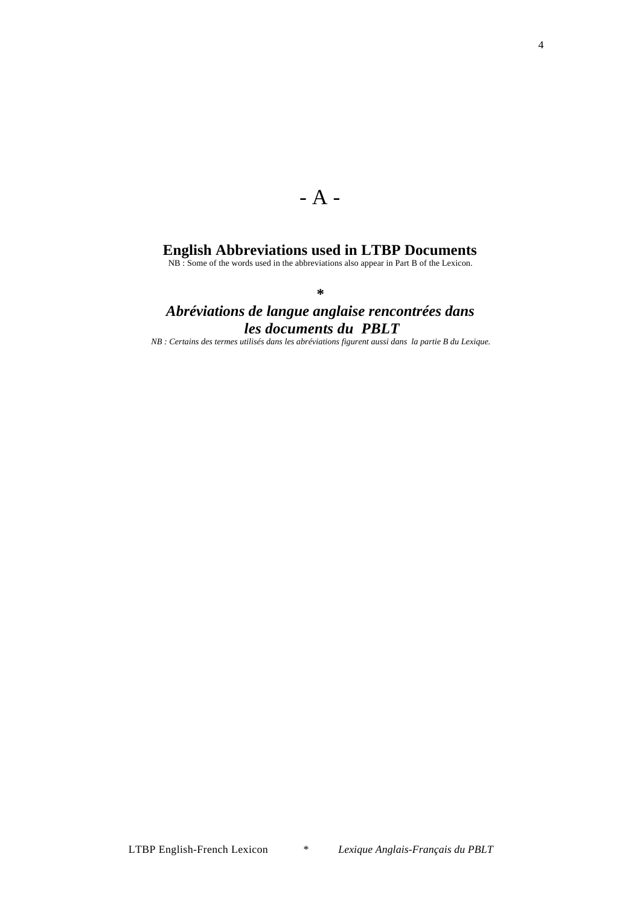# - A -

## English Abbreviations used in LTBP Documents

NB : Some of the words used in the abbreviations also appear in Part B of the Lexicon.

**\***

## *Abréviations de langue anglaise rencontrées dans les documents du PBLT*

*NB : Certains des termes utilisés dans les abréviations figurent aussi dans la partie B du Lexique.*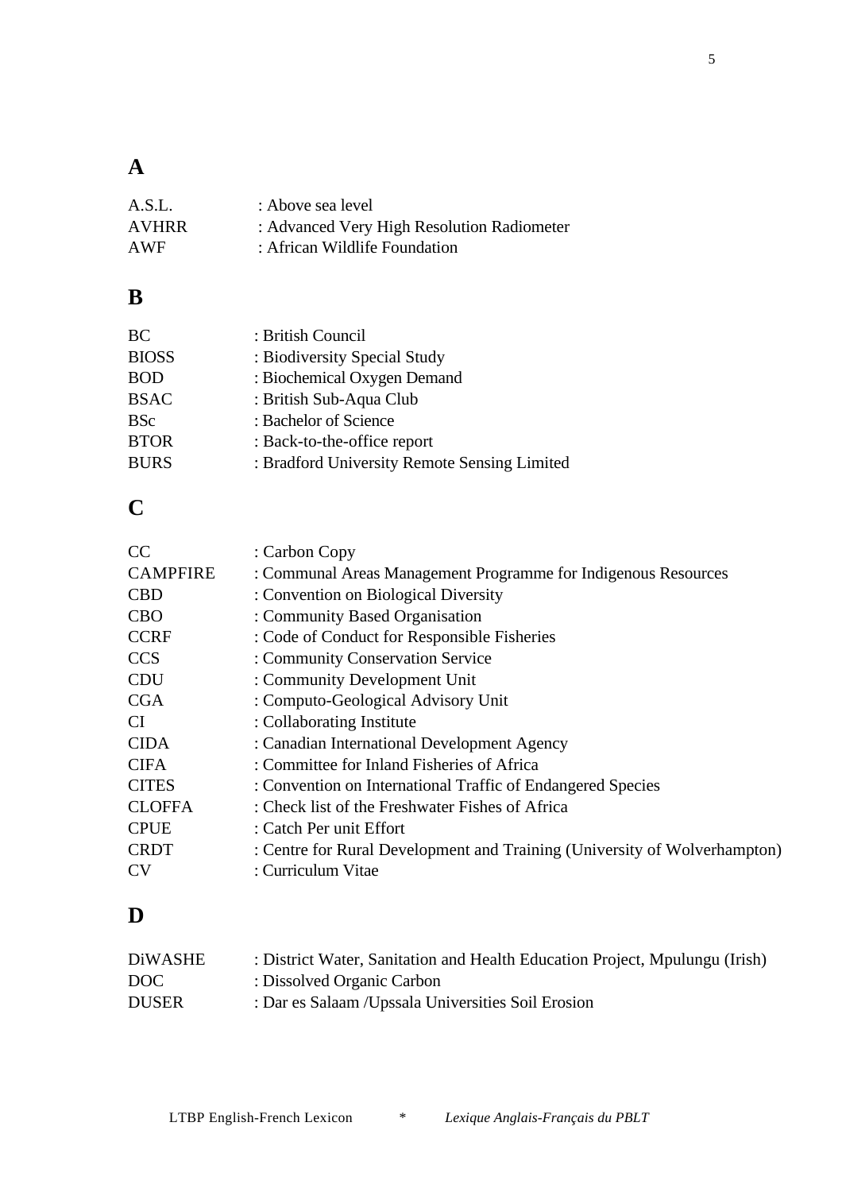## A

| | |
|---|---|
| A.S.L. | : Above sea level |
| AVHRR | : Advanced Very High Resolution Radiometer |
| AWF | : African Wildlife Foundation |

## B

| | |
|---|---|
| BC | : British Council |
| BIOSS | : Biodiversity Special Study |
| BOD | : Biochemical Oxygen Demand |
| BSAC | : British Sub-Aqua Club |
| BSc | : Bachelor of Science |
| BTOR | : Back-to-the-office report |
| BURS | : Bradford University Remote Sensing Limited |

## C

| | |
|---|---|
| CC | : Carbon Copy |
| CAMPFIRE | : Communal Areas Management Programme for Indigenous Resources |
| CBD | : Convention on Biological Diversity |
| CBO | : Community Based Organisation |
| CCRF | : Code of Conduct for Responsible Fisheries |
| CCS | : Community Conservation Service |
| CDU | : Community Development Unit |
| CGA | : Computo-Geological Advisory Unit |
| CI | : Collaborating Institute |
| CIDA | : Canadian International Development Agency |
| CIFA | : Committee for Inland Fisheries of Africa |
| CITES | : Convention on International Traffic of Endangered Species |
| CLOFFA | : Check list of the Freshwater Fishes of Africa |
| CPUE | : Catch Per unit Effort |
| CRDT | : Centre for Rural Development and Training (University of Wolverhampton) |
| CV | : Curriculum Vitae |

## D

| | |
|---|---|
| DiWASHE | : District Water, Sanitation and Health Education Project, Mpulungu (Irish) |
| DOC | : Dissolved Organic Carbon |
| DUSER | : Dar es Salaam /Upssala Universities Soil Erosion |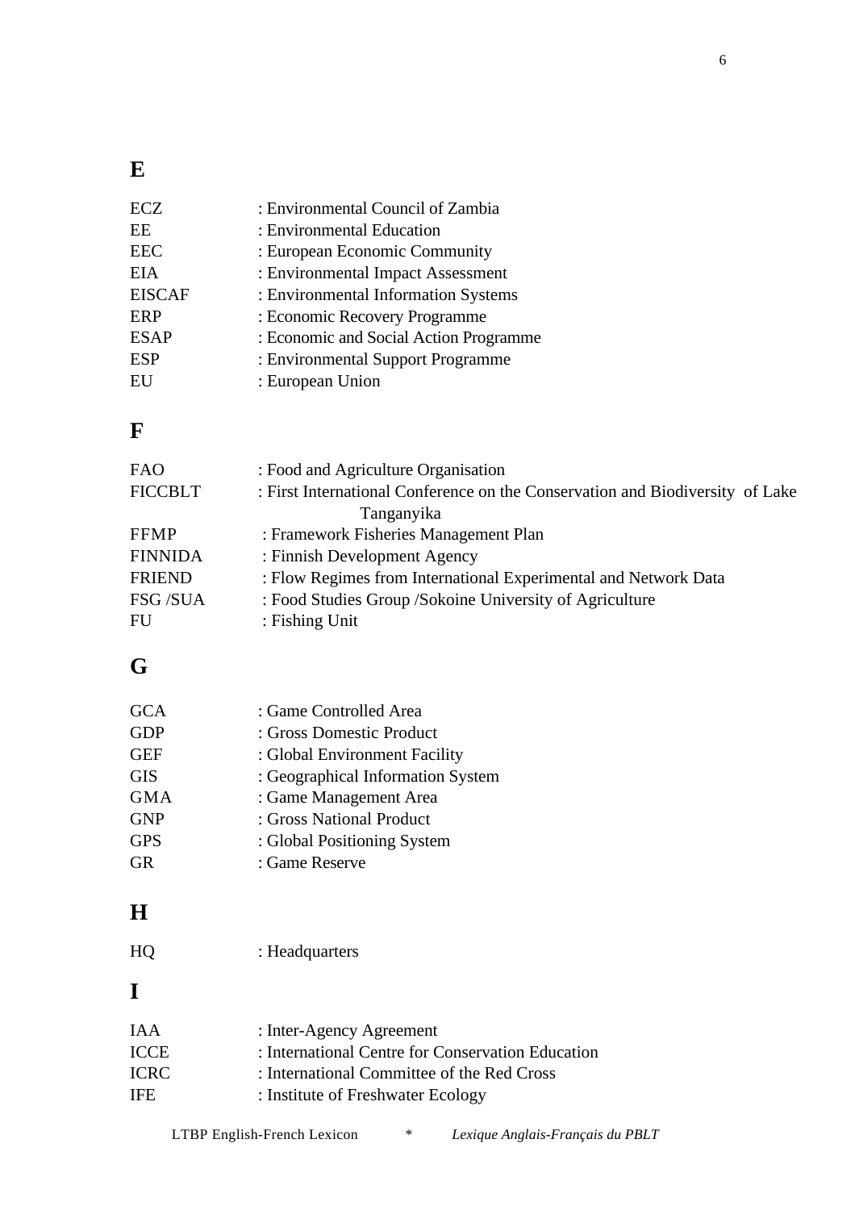## E

| | |
|---|---|
| ECZ | : Environmental Council of Zambia |
| EE | : Environmental Education |
| EEC | : European Economic Community |
| EIA | : Environmental Impact Assessment |
| EISCAF | : Environmental Information Systems |
| ERP | : Economic Recovery Programme |
| ESAP | : Economic and Social Action Programme |
| ESP | : Environmental Support Programme |
| EU | : European Union |

## F

| | |
|---|---|
| FAO | : Food and Agriculture Organisation |
| FICCBLT | : First International Conference on the Conservation and Biodiversity of Lake Tanganyika |
| FFMP | : Framework Fisheries Management Plan |
| FINNIDA | : Finnish Development Agency |
| FRIEND | : Flow Regimes from International Experimental and Network Data |
| FSG /SUA | : Food Studies Group /Sokoine University of Agriculture |
| FU | : Fishing Unit |

## G

| | |
|---|---|
| GCA | : Game Controlled Area |
| GDP | : Gross Domestic Product |
| GEF | : Global Environment Facility |
| GIS | : Geographical Information System |
| GMA | : Game Management Area |
| GNP | : Gross National Product |
| GPS | : Global Positioning System |
| GR | : Game Reserve |

## H

| | |
|---|---|
| HQ | : Headquarters |

## I

| | |
|---|---|
| IAA | : Inter-Agency Agreement |
| ICCE | : International Centre for Conservation Education |
| ICRC | : International Committee of the Red Cross |
| IFE | : Institute of Freshwater Ecology |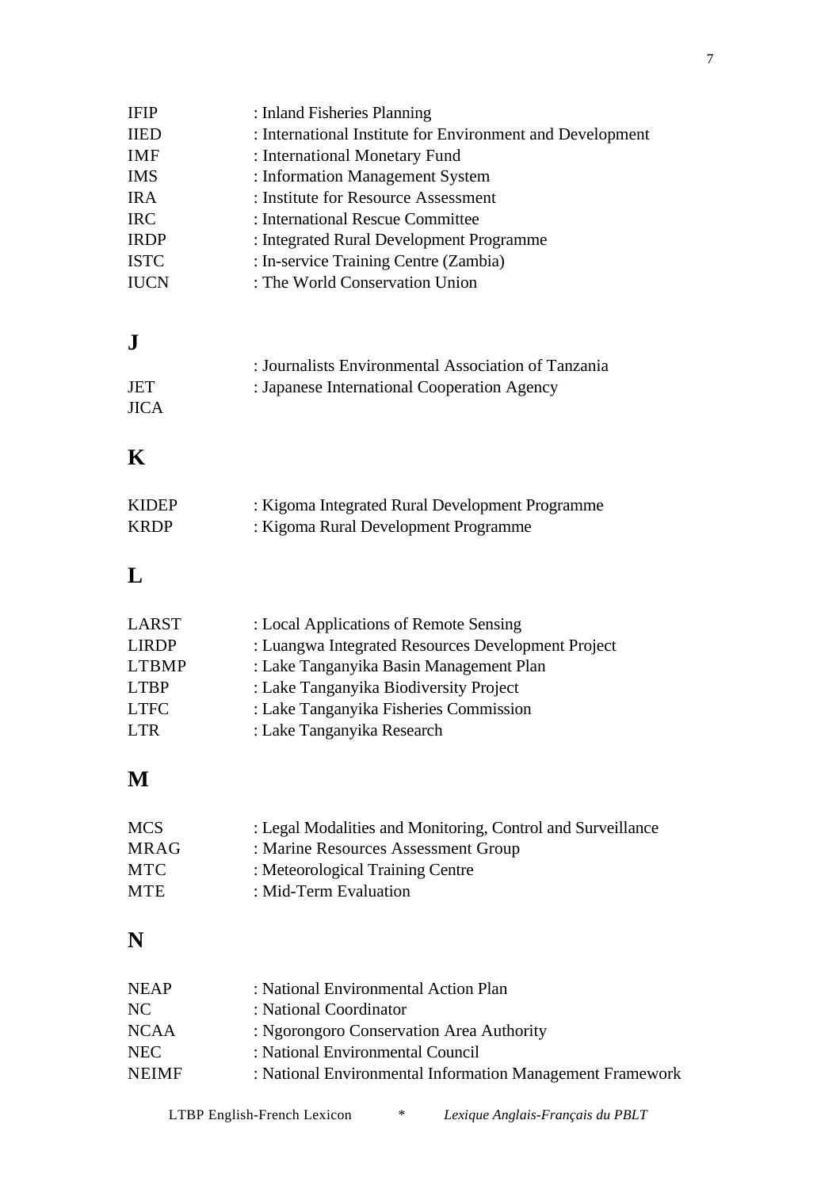| | |
|---|---|
| IFIP | : Inland Fisheries Planning |
| IIED | : International Institute for Environment and Development |
| IMF | : International Monetary Fund |
| IMS | : Information Management System |
| IRA | : Institute for Resource Assessment |
| IRC | : International Rescue Committee |
| IRDP | : Integrated Rural Development Programme |
| ISTC | : In-service Training Centre (Zambia) |
| IUCN | : The World Conservation Union |

## J

| | |
|---|---|
| | : Journalists Environmental Association of Tanzania |
| JET | : Japanese International Cooperation Agency |
| JICA | |

## K

| | |
|---|---|
| KIDEP | : Kigoma Integrated Rural Development Programme |
| KRDP | : Kigoma Rural Development Programme |

## L

| | |
|---|---|
| LARST | : Local Applications of Remote Sensing |
| LIRDP | : Luangwa Integrated Resources Development Project |
| LTBMP | : Lake Tanganyika Basin Management Plan |
| LTBP | : Lake Tanganyika Biodiversity Project |
| LTFC | : Lake Tanganyika Fisheries Commission |
| LTR | : Lake Tanganyika Research |

## M

| | |
|---|---|
| MCS | : Legal Modalities and Monitoring, Control and Surveillance |
| MRAG | : Marine Resources Assessment Group |
| MTC | : Meteorological Training Centre |
| MTE | : Mid-Term Evaluation |

## N

| | |
|---|---|
| NEAP | : National Environmental Action Plan |
| NC | : National Coordinator |
| NCAA | : Ngorongoro Conservation Area Authority |
| NEC | : National Environmental Council |
| NEIMF | : National Environmental Information Management Framework |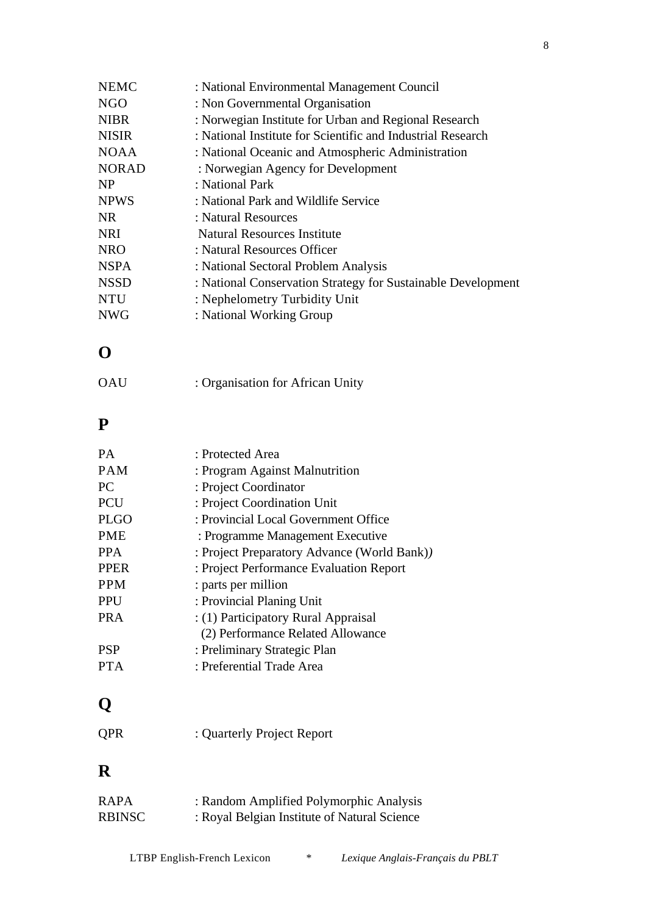NEMC : National Environmental Management Council
NGO : Non Governmental Organisation
NIBR : Norwegian Institute for Urban and Regional Research
NISIR : National Institute for Scientific and Industrial Research
NOAA : National Oceanic and Atmospheric Administration
NORAD : Norwegian Agency for Development
NP : National Park
NPWS : National Park and Wildlife Service
NR : Natural Resources
NRI Natural Resources Institute
NRO : Natural Resources Officer
NSPA : National Sectoral Problem Analysis
NSSD : National Conservation Strategy for Sustainable Development
NTU : Nephelometry Turbidity Unit
NWG : National Working Group

# O

OAU : Organisation for African Unity

# P

PA : Protected Area
PAM : Program Against Malnutrition
PC : Project Coordinator
PCU : Project Coordination Unit
PLGO : Provincial Local Government Office
PME : Programme Management Executive
PPA : Project Preparatory Advance (World Bank)*)*
PPER : Project Performance Evaluation Report
PPM : parts per million
PPU : Provincial Planing Unit
PRA : (1) Participatory Rural Appraisal
(2) Performance Related Allowance
PSP : Preliminary Strategic Plan
PTA : Preferential Trade Area

# Q

QPR : Quarterly Project Report

# R

RAPA : Random Amplified Polymorphic Analysis
RBINSC : Royal Belgian Institute of Natural Science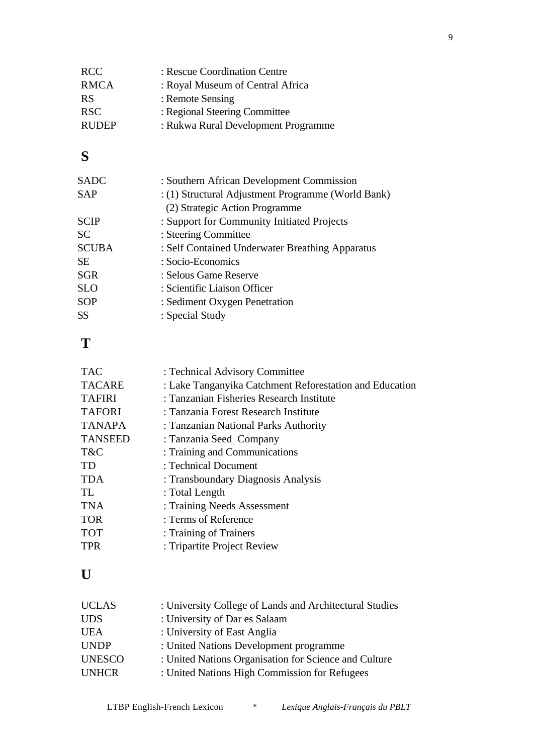| | |
|---|---|
| RCC | : Rescue Coordination Centre |
| RMCA | : Royal Museum of Central Africa |
| RS | : Remote Sensing |
| RSC | : Regional Steering Committee |
| RUDEP | : Rukwa Rural Development Programme |

## S

| | |
|---|---|
| SADC | : Southern African Development Commission |
| SAP | : (1) Structural Adjustment Programme (World Bank)<br>(2) Strategic Action Programme |
| SCIP | : Support for Community Initiated Projects |
| SC | : Steering Committee |
| SCUBA | : Self Contained Underwater Breathing Apparatus |
| SE | : Socio-Economics |
| SGR | : Selous Game Reserve |
| SLO | : Scientific Liaison Officer |
| SOP | : Sediment Oxygen Penetration |
| SS | : Special Study |

## T

| | |
|---|---|
| TAC | : Technical Advisory Committee |
| TACARE | : Lake Tanganyika Catchment Reforestation and Education |
| TAFIRI | : Tanzanian Fisheries Research Institute |
| TAFORI | : Tanzania Forest Research Institute |
| TANAPA | : Tanzanian National Parks Authority |
| TANSEED | : Tanzania Seed Company |
| T&C | : Training and Communications |
| TD | : Technical Document |
| TDA | : Transboundary Diagnosis Analysis |
| TL | : Total Length |
| TNA | : Training Needs Assessment |
| TOR | : Terms of Reference |
| TOT | : Training of Trainers |
| TPR | : Tripartite Project Review |

## U

| | |
|---|---|
| UCLAS | : University College of Lands and Architectural Studies |
| UDS | : University of Dar es Salaam |
| UEA | : University of East Anglia |
| UNDP | : United Nations Development programme |
| UNESCO | : United Nations Organisation for Science and Culture |
| UNHCR | : United Nations High Commission for Refugees |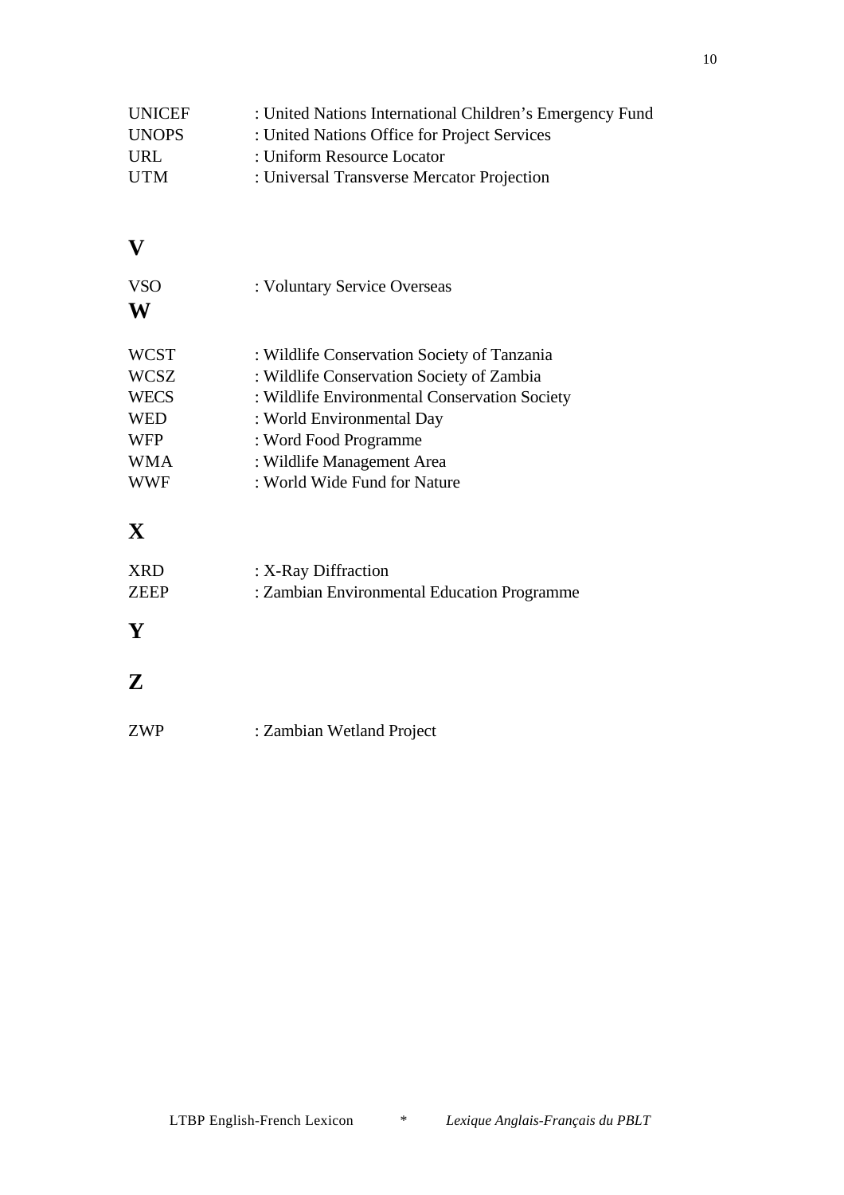UNICEF : United Nations International Children's Emergency Fund
UNOPS : United Nations Office for Project Services
URL : Uniform Resource Locator
UTM : Universal Transverse Mercator Projection

## V

VSO : Voluntary Service Overseas

## W

WCST : Wildlife Conservation Society of Tanzania
WCSZ : Wildlife Conservation Society of Zambia
WECS : Wildlife Environmental Conservation Society
WED : World Environmental Day
WFP : Word Food Programme
WMA : Wildlife Management Area
WWF : World Wide Fund for Nature

## X

XRD : X-Ray Diffraction
ZEEP : Zambian Environmental Education Programme

## Y

## Z

ZWP : Zambian Wetland Project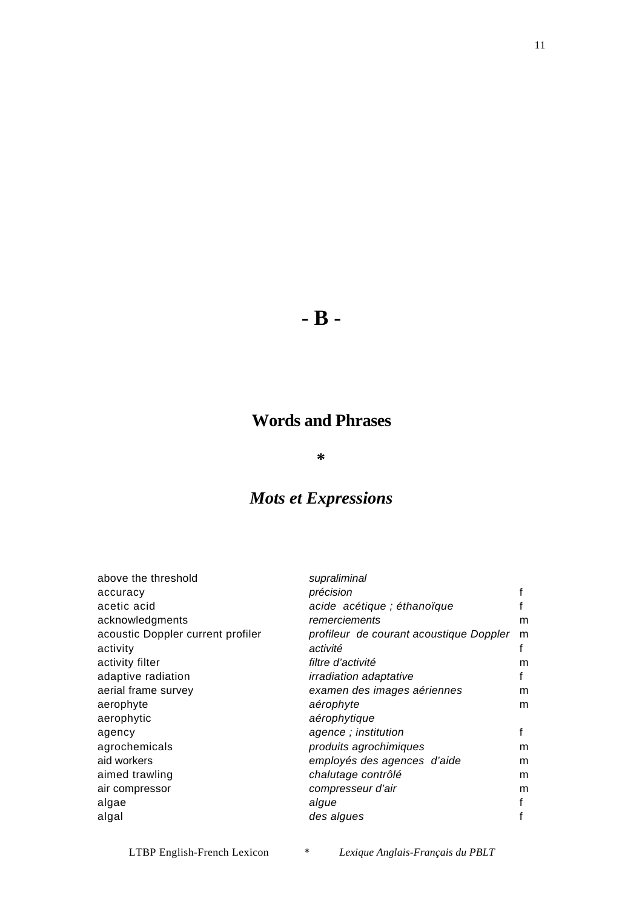# - B -

## Words and Phrases

*

## *Mots et Expressions*

| | | |
|---|---|---|
| above the threshold | *supraliminal* | |
| accuracy | *précision* | f |
| acetic acid | *acide acétique ; éthanoïque* | f |
| acknowledgments | *remerciements* | m |
| acoustic Doppler current profiler | *profileur de courant acoustique Doppler* | m |
| activity | *activité* | f |
| activity filter | *filtre d'activité* | m |
| adaptive radiation | *irradiation adaptative* | f |
| aerial frame survey | *examen des images aériennes* | m |
| aerophyte | *aérophyte* | m |
| aerophytic | *aérophytique* | |
| agency | *agence ; institution* | f |
| agrochemicals | *produits agrochimiques* | m |
| aid workers | *employés des agences d'aide* | m |
| aimed trawling | *chalutage contrôlé* | m |
| air compressor | *compresseur d'air* | m |
| algae | *algue* | f |
| algal | *des algues* | f |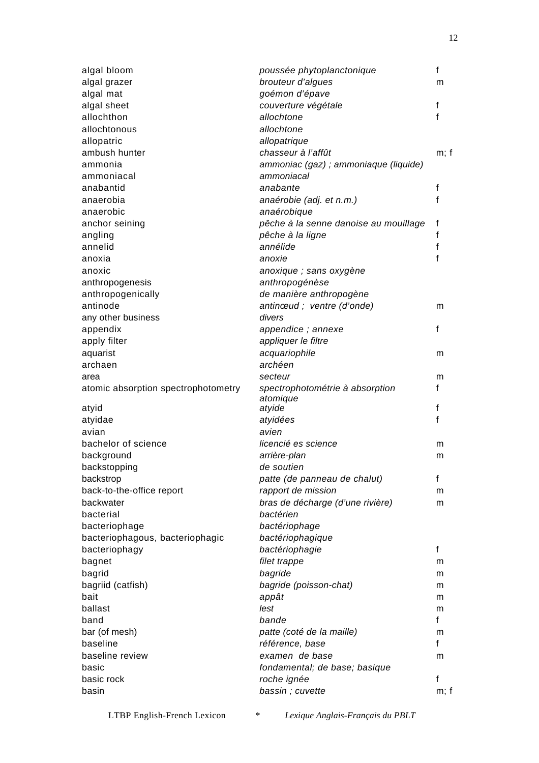| | | |
|---|---|---|
| algal bloom | *poussée phytoplanctonique* | f |
| algal grazer | *brouteur d'algues* | m |
| algal mat | *goémon d'épave* | |
| algal sheet | *couverture végétale* | f |
| allochthon | *allochtone* | f |
| allochtonous | *allochtone* | |
| allopatric | *allopatrique* | |
| ambush hunter | *chasseur à l'affût* | m; f |
| ammonia | *ammoniac (gaz) ; ammoniaque (liquide)* | |
| ammoniacal | *ammoniacal* | |
| anabantid | *anabante* | f |
| anaerobia | *anaérobie (adj. et n.m.)* | f |
| anaerobic | *anaérobique* | |
| anchor seining | *pêche à la senne danoise au mouillage* | f |
| angling | *pêche à la ligne* | f |
| annelid | *annélide* | f |
| anoxia | *anoxie* | f |
| anoxic | *anoxique ; sans oxygène* | |
| anthropogenesis | *anthropogénèse* | |
| anthropogenically | *de manière anthropogène* | |
| antinode | *antinœud ; ventre (d'onde)* | m |
| any other business | *divers* | |
| appendix | *appendice ; annexe* | f |
| apply filter | *appliquer le filtre* | |
| aquarist | *acquariophile* | m |
| archaen | *archéen* | |
| area | *secteur* | m |
| atomic absorption spectrophotometry | *spectrophotométrie à absorption atomique* | f |
| atyid | *atyide* | f |
| atyidae | *atyidées* | f |
| avian | *avien* | |
| bachelor of science | *licencié es science* | m |
| background | *arrière-plan* | m |
| backstopping | *de soutien* | |
| backstrop | *patte (de panneau de chalut)* | f |
| back-to-the-office report | *rapport de mission* | m |
| backwater | *bras de décharge (d'une rivière)* | m |
| bacterial | *bactérien* | |
| bacteriophage | *bactériophage* | |
| bacteriophagous, bacteriophagic | *bactériophagique* | |
| bacteriophagy | *bactériophagie* | f |
| bagnet | *filet trappe* | m |
| bagrid | *bagride* | m |
| bagriid (catfish) | *bagride (poisson-chat)* | m |
| bait | *appât* | m |
| ballast | *lest* | m |
| band | *bande* | f |
| bar (of mesh) | *patte (coté de la maille)* | m |
| baseline | *référence, base* | f |
| baseline review | *examen de base* | m |
| basic | *fondamental; de base; basique* | |
| basic rock | *roche ignée* | f |
| basin | *bassin ; cuvette* | m; f |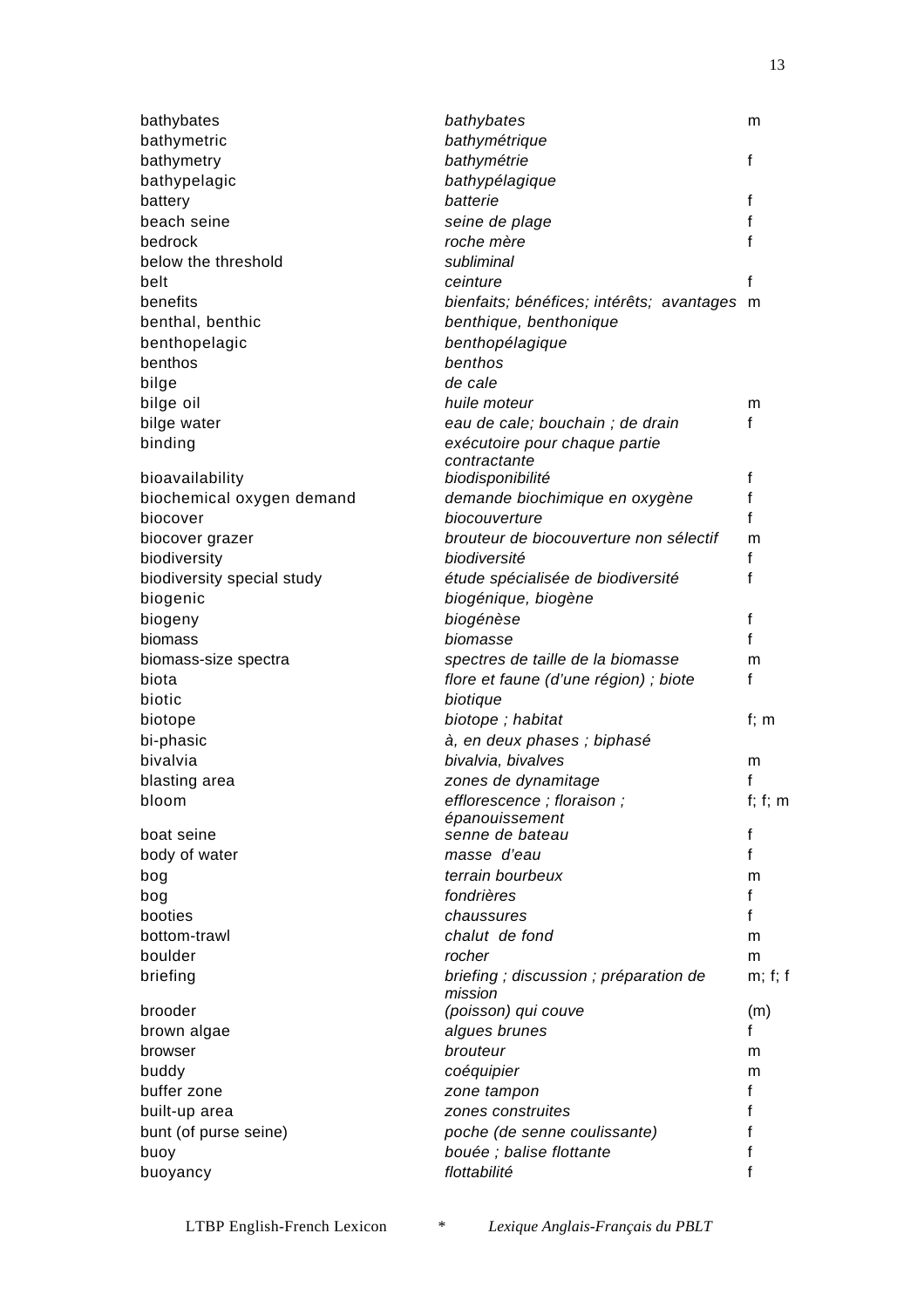| | | |
|---|---|---|
| bathybates | *bathybates* | m |
| bathymetric | *bathymétrique* | |
| bathymetry | *bathymétrie* | f |
| bathypelagic | *bathypélagique* | |
| battery | *batterie* | f |
| beach seine | *seine de plage* | f |
| bedrock | *roche mère* | f |
| below the threshold | *subliminal* | |
| belt | *ceinture* | f |
| benefits | *bienfaits; bénéfices; intérêts; avantages* | m |
| benthal, benthic | *benthique, benthonique* | |
| benthopelagic | *benthopélagique* | |
| benthos | *benthos* | |
| bilge | *de cale* | |
| bilge oil | *huile moteur* | m |
| bilge water | *eau de cale; bouchain ; de drain* | f |
| binding | *exécutoire pour chaque partie contractante* | |
| bioavailability | *biodisponibilité* | f |
| biochemical oxygen demand | *demande biochimique en oxygène* | f |
| biocover | *biocouverture* | f |
| biocover grazer | *brouteur de biocouverture non sélectif* | m |
| biodiversity | *biodiversité* | f |
| biodiversity special study | *étude spécialisée de biodiversité* | f |
| biogenic | *biogénique, biogène* | |
| biogeny | *biogénèse* | f |
| biomass | *biomasse* | f |
| biomass-size spectra | *spectres de taille de la biomasse* | m |
| biota | *flore et faune (d'une région) ; biote* | f |
| biotic | *biotique* | |
| biotope | *biotope ; habitat* | f; m |
| bi-phasic | *à, en deux phases ; biphasé* | |
| bivalvia | *bivalvia, bivalves* | m |
| blasting area | *zones de dynamitage* | f |
| bloom | *efflorescence ; floraison ; épanouissement* | f; f; m |
| boat seine | *senne de bateau* | f |
| body of water | *masse d'eau* | f |
| bog | *terrain bourbeux* | m |
| bog | *fondrières* | f |
| booties | *chaussures* | f |
| bottom-trawl | *chalut de fond* | m |
| boulder | *rocher* | m |
| briefing | *briefing ; discussion ; préparation de mission* | m; f; f |
| brooder | *(poisson) qui couve* | (m) |
| brown algae | *algues brunes* | f |
| browser | *brouteur* | m |
| buddy | *coéquipier* | m |
| buffer zone | *zone tampon* | f |
| built-up area | *zones construites* | f |
| bunt (of purse seine) | *poche (de senne coulissante)* | f |
| buoy | *bouée ; balise flottante* | f |
| buoyancy | *flottabilité* | f |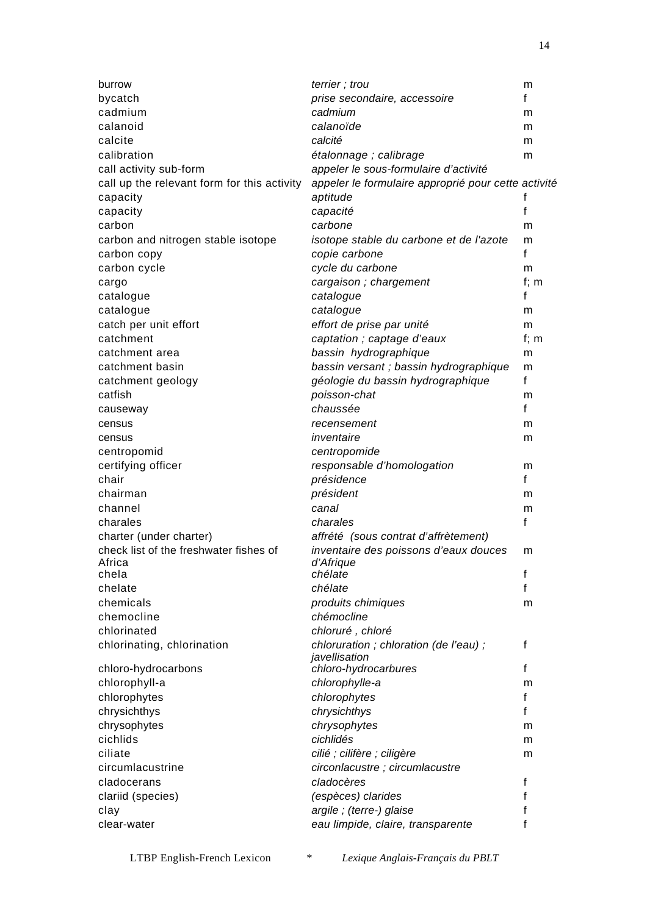| | | |
|---|---|---|
| burrow | *terrier ; trou* | m |
| bycatch | *prise secondaire, accessoire* | f |
| cadmium | *cadmium* | m |
| calanoid | *calanoïde* | m |
| calcite | *calcité* | m |
| calibration | *étalonnage ; calibrage* | m |
| call activity sub-form | *appeler le sous-formulaire d'activité* | |
| call up the relevant form for this activity | *appeler le formulaire approprié pour cette activité* | |
| capacity | *aptitude* | f |
| capacity | *capacité* | f |
| carbon | *carbone* | m |
| carbon and nitrogen stable isotope | *isotope stable du carbone et de l'azote* | m |
| carbon copy | *copie carbone* | f |
| carbon cycle | *cycle du carbone* | m |
| cargo | *cargaison ; chargement* | f; m |
| catalogue | *catalogue* | f |
| catalogue | *catalogue* | m |
| catch per unit effort | *effort de prise par unité* | m |
| catchment | *captation ; captage d'eaux* | f; m |
| catchment area | *bassin hydrographique* | m |
| catchment basin | *bassin versant ; bassin hydrographique* | m |
| catchment geology | *géologie du bassin hydrographique* | f |
| catfish | *poisson-chat* | m |
| causeway | *chaussée* | f |
| census | *recensement* | m |
| census | *inventaire* | m |
| centropomid | *centropomide* | |
| certifying officer | *responsable d'homologation* | m |
| chair | *présidence* | f |
| chairman | *président* | m |
| channel | *canal* | m |
| charales | *charales* | f |
| charter (under charter) | *affrété (sous contrat d'affrètement)* | |
| check list of the freshwater fishes of Africa | *inventaire des poissons d'eaux douces d'Afrique* | m |
| chela | *chélate* | f |
| chelate | *chélate* | f |
| chemicals | *produits chimiques* | m |
| chemocline | *chémocline* | |
| chlorinated | *chloruré , chloré* | |
| chlorinating, chlorination | *chloruration ; chloration (de l'eau) ; javellisation* | f |
| chloro-hydrocarbons | *chloro-hydrocarbures* | f |
| chlorophyll-a | *chlorophylle-a* | m |
| chlorophytes | *chlorophytes* | f |
| chrysichthys | *chrysichthys* | f |
| chrysophytes | *chrysophytes* | m |
| cichlids | *cichlidés* | m |
| ciliate | *cilié ; cilifère ; ciligère* | m |
| circumlacustrine | *circonlacustre ; circumlacustre* | |
| cladocerans | *cladocères* | f |
| clariid (species) | *(espèces) clarides* | f |
| clay | *argile ; (terre-) glaise* | f |
| clear-water | *eau limpide, claire, transparente* | f |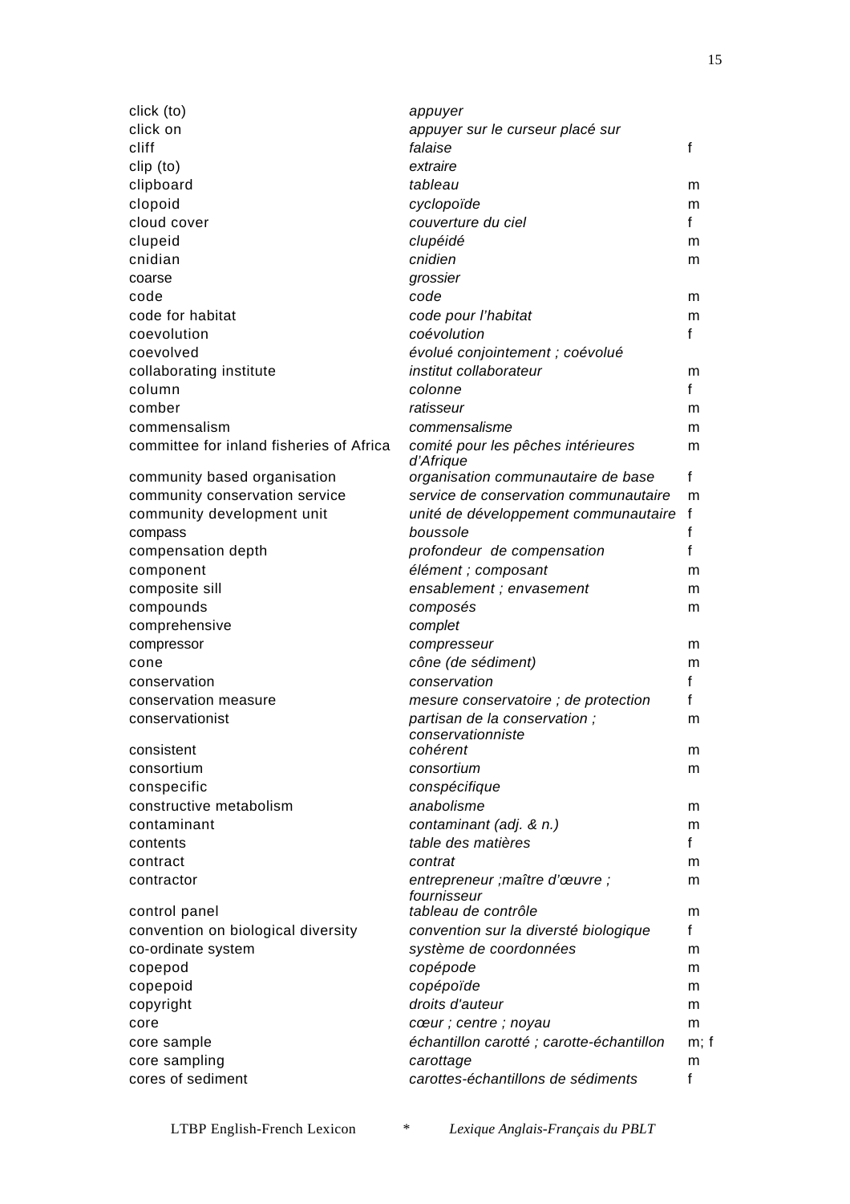| | | |
|---|---|---|
| click (to) | *appuyer* | |
| click on | *appuyer sur le curseur placé sur* | |
| cliff | *falaise* | f |
| clip (to) | *extraire* | |
| clipboard | *tableau* | m |
| clopoid | *cyclopoïde* | m |
| cloud cover | *couverture du ciel* | f |
| clupeid | *clupéidé* | m |
| cnidian | *cnidien* | m |
| coarse | *grossier* | |
| code | *code* | m |
| code for habitat | *code pour l'habitat* | m |
| coevolution | *coévolution* | f |
| coevolved | *évolué conjointement ; coévolué* | |
| collaborating institute | *institut collaborateur* | m |
| column | *colonne* | f |
| comber | *ratisseur* | m |
| commensalism | *commensalisme* | m |
| committee for inland fisheries of Africa | *comité pour les pêches intérieures d'Afrique* | m |
| community based organisation | *organisation communautaire de base* | f |
| community conservation service | *service de conservation communautaire* | m |
| community development unit | *unité de développement communautaire* | f |
| compass | *boussole* | f |
| compensation depth | *profondeur de compensation* | f |
| component | *élément ; composant* | m |
| composite sill | *ensablement ; envasement* | m |
| compounds | *composés* | m |
| comprehensive | *complet* | |
| compressor | *compresseur* | m |
| cone | *cône (de sédiment)* | m |
| conservation | *conservation* | f |
| conservation measure | *mesure conservatoire ; de protection* | f |
| conservationist | *partisan de la conservation ; conservationniste* | m |
| consistent | *cohérent* | m |
| consortium | *consortium* | m |
| conspecific | *conspécifique* | |
| constructive metabolism | *anabolisme* | m |
| contaminant | *contaminant (adj. & n.)* | m |
| contents | *table des matières* | f |
| contract | *contrat* | m |
| contractor | *entrepreneur ;maître d'œuvre ; fournisseur* | m |
| control panel | *tableau de contrôle* | m |
| convention on biological diversity | *convention sur la diversté biologique* | f |
| co-ordinate system | *système de coordonnées* | m |
| copepod | *copépode* | m |
| copepoid | *copépoïde* | m |
| copyright | *droits d'auteur* | m |
| core | *cœur ; centre ; noyau* | m |
| core sample | *échantillon carotté ; carotte-échantillon* | m; f |
| core sampling | *carottage* | m |
| cores of sediment | *carottes-échantillons de sédiments* | f |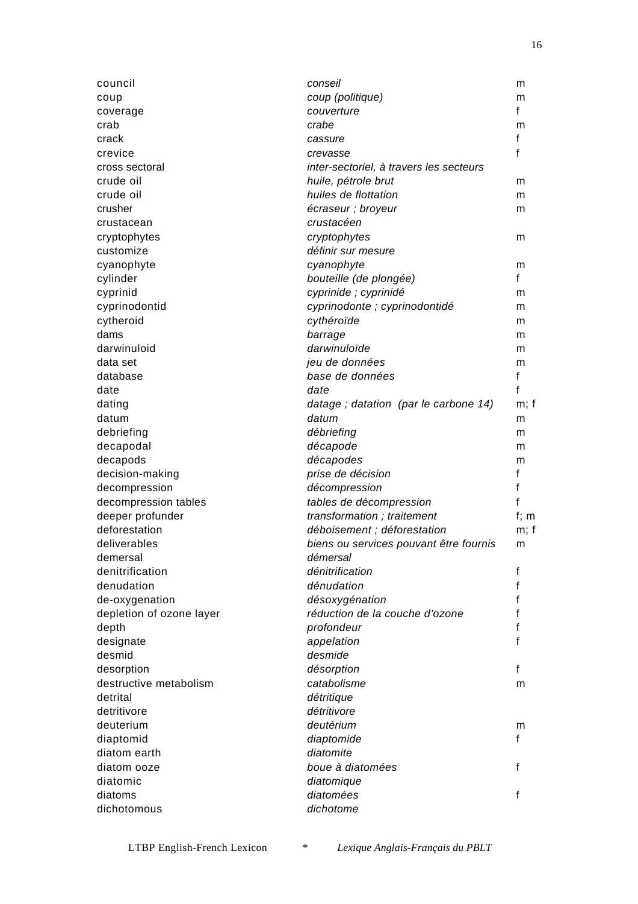| | | |
|---|---|---|
| council | *conseil* | m |
| coup | *coup (politique)* | m |
| coverage | *couverture* | f |
| crab | *crabe* | m |
| crack | *cassure* | f |
| crevice | *crevasse* | f |
| cross sectoral | *inter-sectoriel, à travers les secteurs* | |
| crude oil | *huile, pétrole brut* | m |
| crude oil | *huiles de flottation* | m |
| crusher | *écraseur ; broyeur* | m |
| crustacean | *crustacéen* | |
| cryptophytes | *cryptophytes* | m |
| customize | *définir sur mesure* | |
| cyanophyte | *cyanophyte* | m |
| cylinder | *bouteille (de plongée)* | f |
| cyprinid | *cyprinide ; cyprinidé* | m |
| cyprinodontid | *cyprinodonte ; cyprinodontidé* | m |
| cytheroid | *cythéroïde* | m |
| dams | *barrage* | m |
| darwinuloid | *darwinuloïde* | m |
| data set | *jeu de données* | m |
| database | *base de données* | f |
| date | *date* | f |
| dating | *datage ; datation (par le carbone 14)* | m; f |
| datum | *datum* | m |
| debriefing | *débriefing* | m |
| decapodal | *décapode* | m |
| decapods | *décapodes* | m |
| decision-making | *prise de décision* | f |
| decompression | *décompression* | f |
| decompression tables | *tables de décompression* | f |
| deeper profunder | *transformation ; traitement* | f; m |
| deforestation | *déboisement ; déforestation* | m; f |
| deliverables | *biens ou services pouvant être fournis* | m |
| demersal | *démersal* | |
| denitrification | *dénitrification* | f |
| denudation | *dénudation* | f |
| de-oxygenation | *désoxygénation* | f |
| depletion of ozone layer | *réduction de la couche d'ozone* | f |
| depth | *profondeur* | f |
| designate | *appelation* | f |
| desmid | *desmide* | |
| desorption | *désorption* | f |
| destructive metabolism | *catabolisme* | m |
| detrital | *détritique* | |
| detritivore | *détritivore* | |
| deuterium | *deutérium* | m |
| diaptomid | *diaptomide* | f |
| diatom earth | *diatomite* | |
| diatom ooze | *boue à diatomées* | f |
| diatomic | *diatomique* | |
| diatoms | *diatomées* | f |
| dichotomous | *dichotome* | |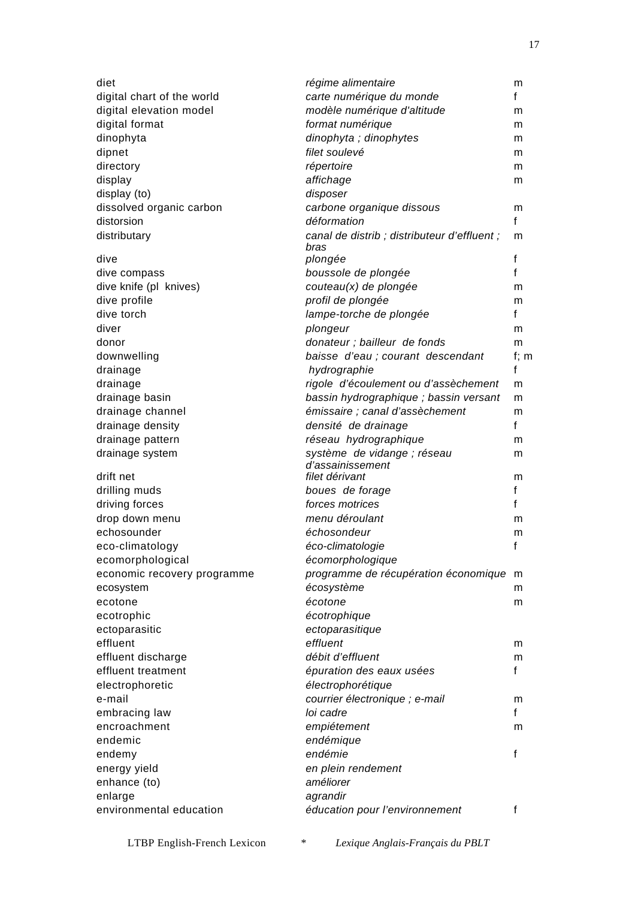| | | |
|---|---|---|
| diet | *régime alimentaire* | m |
| digital chart of the world | *carte numérique du monde* | f |
| digital elevation model | *modèle numérique d'altitude* | m |
| digital format | *format numérique* | m |
| dinophyta | *dinophyta ; dinophytes* | m |
| dipnet | *filet soulevé* | m |
| directory | *répertoire* | m |
| display | *affichage* | m |
| display (to) | *disposer* | |
| dissolved organic carbon | *carbone organique dissous* | m |
| distorsion | *déformation* | f |
| distributary | *canal de distrib ; distributeur d'effluent ; bras* | m |
| dive | *plongée* | f |
| dive compass | *boussole de plongée* | f |
| dive knife (pl knives) | *couteau(x) de plongée* | m |
| dive profile | *profil de plongée* | m |
| dive torch | *lampe-torche de plongée* | f |
| diver | *plongeur* | m |
| donor | *donateur ; bailleur de fonds* | m |
| downwelling | *baisse d'eau ; courant descendant* | f; m |
| drainage | *hydrographie* | f |
| drainage | *rigole d'écoulement ou d'assèchement* | m |
| drainage basin | *bassin hydrographique ; bassin versant* | m |
| drainage channel | *émissaire ; canal d'assèchement* | m |
| drainage density | *densité de drainage* | f |
| drainage pattern | *réseau hydrographique* | m |
| drainage system | *système de vidange ; réseau d'assainissement* | m |
| drift net | *filet dérivant* | m |
| drilling muds | *boues de forage* | f |
| driving forces | *forces motrices* | f |
| drop down menu | *menu déroulant* | m |
| echosounder | *échosondeur* | m |
| eco-climatology | *éco-climatologie* | f |
| ecomorphological | *écomorphologique* | |
| economic recovery programme | *programme de récupération économique* | m |
| ecosystem | *écosystème* | m |
| ecotone | *écotone* | m |
| ecotrophic | *écotrophique* | |
| ectoparasitic | *ectoparasitique* | |
| effluent | *effluent* | m |
| effluent discharge | *débit d'effluent* | m |
| effluent treatment | *épuration des eaux usées* | f |
| electrophoretic | *électrophorétique* | |
| e-mail | *courrier électronique ; e-mail* | m |
| embracing law | *loi cadre* | f |
| encroachment | *empiétement* | m |
| endemic | *endémique* | |
| endemy | *endémie* | f |
| energy yield | *en plein rendement* | |
| enhance (to) | *améliorer* | |
| enlarge | *agrandir* | |
| environmental education | *éducation pour l'environnement* | f |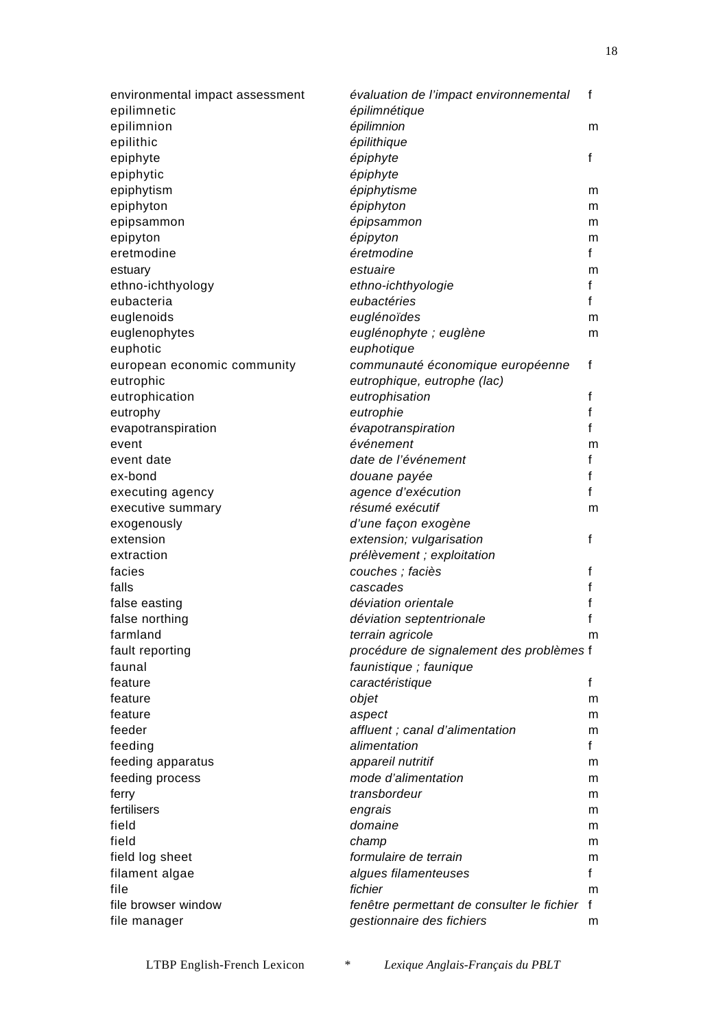| English | French | Gender |
|---|---|---|
| environmental impact assessment | *évaluation de l'impact environnemental* | f |
| epilimnetic | *épilimnétique* | |
| epilimnion | *épilimnion* | m |
| epilithic | *épilithique* | |
| epiphyte | *épiphyte* | f |
| epiphytic | *épiphyte* | |
| epiphytism | *épiphytisme* | m |
| epiphyton | *épiphyton* | m |
| epipsammon | *épipsammon* | m |
| epipyton | *épipyton* | m |
| eretmodine | *éretmodine* | f |
| estuary | *estuaire* | m |
| ethno-ichthyology | *ethno-ichthyologie* | f |
| eubacteria | *eubactéries* | f |
| euglenoids | *euglénoïdes* | m |
| euglenophytes | *euglénophyte ; euglène* | m |
| euphotic | *euphotique* | |
| european economic community | *communauté économique européenne* | f |
| eutrophic | *eutrophique, eutrophe (lac)* | |
| eutrophication | *eutrophisation* | f |
| eutrophy | *eutrophie* | f |
| evapotranspiration | *évapotranspiration* | f |
| event | *événement* | m |
| event date | *date de l'événement* | f |
| ex-bond | *douane payée* | f |
| executing agency | *agence d'exécution* | f |
| executive summary | *résumé exécutif* | m |
| exogenously | *d'une façon exogène* | |
| extension | *extension; vulgarisation* | f |
| extraction | *prélèvement ; exploitation* | |
| facies | *couches ; faciès* | f |
| falls | *cascades* | f |
| false easting | *déviation orientale* | f |
| false northing | *déviation septentrionale* | f |
| farmland | *terrain agricole* | m |
| fault reporting | *procédure de signalement des problèmes* | f |
| faunal | *faunistique ; faunique* | |
| feature | *caractéristique* | f |
| feature | *objet* | m |
| feature | *aspect* | m |
| feeder | *affluent ; canal d'alimentation* | m |
| feeding | *alimentation* | f |
| feeding apparatus | *appareil nutritif* | m |
| feeding process | *mode d'alimentation* | m |
| ferry | *transbordeur* | m |
| fertilisers | *engrais* | m |
| field | *domaine* | m |
| field | *champ* | m |
| field log sheet | *formulaire de terrain* | m |
| filament algae | *algues filamenteuses* | f |
| file | *fichier* | m |
| file browser window | *fenêtre permettant de consulter le fichier* | f |
| file manager | *gestionnaire des fichiers* | m |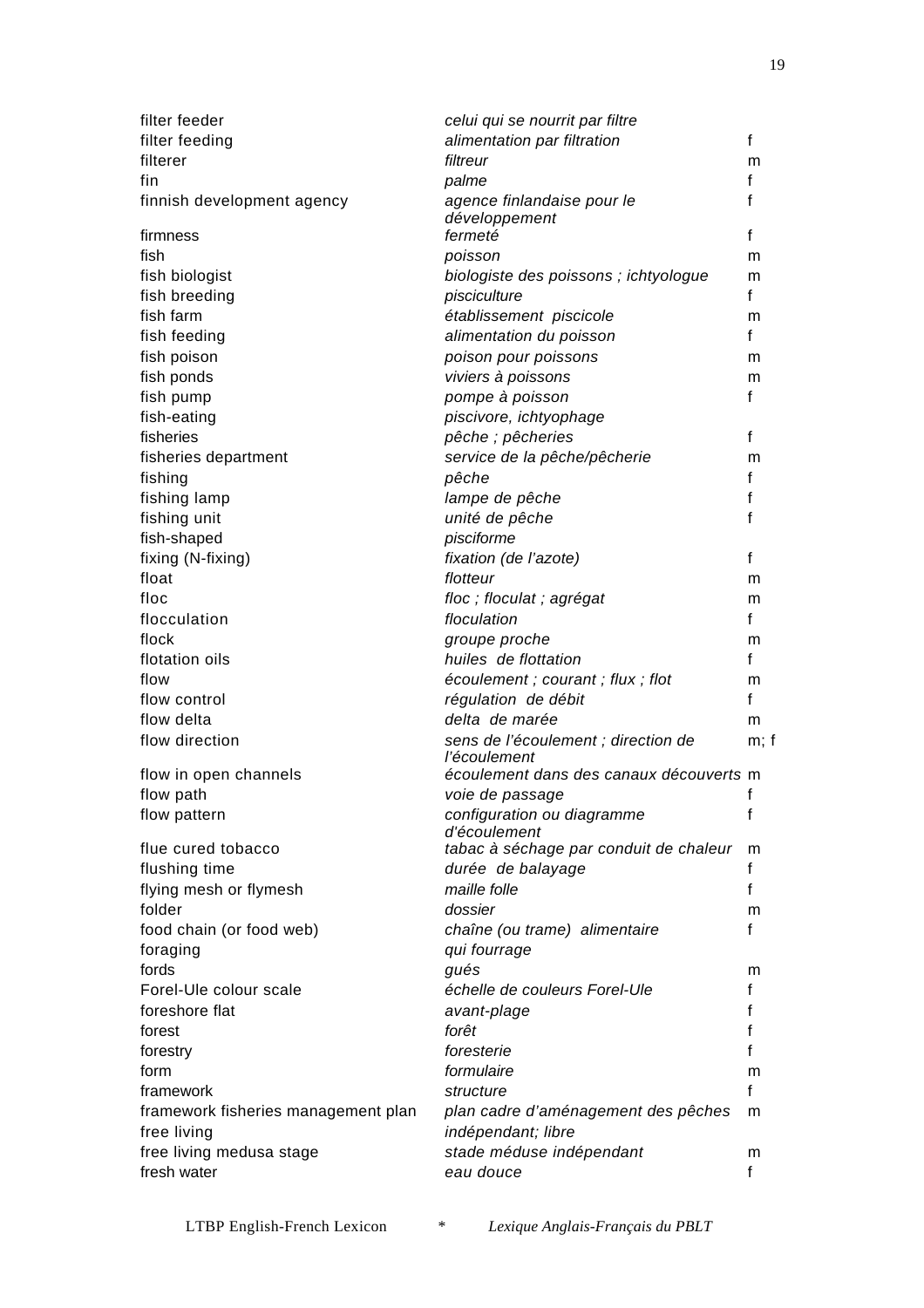| English | French | Gender |
|---|---|---|
| filter feeder | *celui qui se nourrit par filtre* | |
| filter feeding | *alimentation par filtration* | f |
| filterer | *filtreur* | m |
| fin | *palme* | f |
| finnish development agency | *agence finlandaise pour le développement* | f |
| firmness | *fermeté* | f |
| fish | *poisson* | m |
| fish biologist | *biologiste des poissons ; ichtyologue* | m |
| fish breeding | *pisciculture* | f |
| fish farm | *établissement piscicole* | m |
| fish feeding | *alimentation du poisson* | f |
| fish poison | *poison pour poissons* | m |
| fish ponds | *viviers à poissons* | m |
| fish pump | *pompe à poisson* | f |
| fish-eating | *piscivore, ichtyophage* | |
| fisheries | *pêche ; pêcheries* | f |
| fisheries department | *service de la pêche/pêcherie* | m |
| fishing | *pêche* | f |
| fishing lamp | *lampe de pêche* | f |
| fishing unit | *unité de pêche* | f |
| fish-shaped | *pisciforme* | |
| fixing (N-fixing) | *fixation (de l'azote)* | f |
| float | *flotteur* | m |
| floc | *floc ; floculat ; agrégat* | m |
| flocculation | *floculation* | f |
| flock | *groupe proche* | m |
| flotation oils | *huiles de flottation* | f |
| flow | *écoulement ; courant ; flux ; flot* | m |
| flow control | *régulation de débit* | f |
| flow delta | *delta de marée* | m |
| flow direction | *sens de l'écoulement ; direction de l'écoulement* | m; f |
| flow in open channels | *écoulement dans des canaux découverts* | m |
| flow path | *voie de passage* | f |
| flow pattern | *configuration ou diagramme d'écoulement* | f |
| flue cured tobacco | *tabac à séchage par conduit de chaleur* | m |
| flushing time | *durée de balayage* | f |
| flying mesh or flymesh | *maille folle* | f |
| folder | *dossier* | m |
| food chain (or food web) | *chaîne (ou trame) alimentaire* | f |
| foraging | *qui fourrage* | |
| fords | *gués* | m |
| Forel-Ule colour scale | *échelle de couleurs Forel-Ule* | f |
| foreshore flat | *avant-plage* | f |
| forest | *forêt* | f |
| forestry | *foresterie* | f |
| form | *formulaire* | m |
| framework | *structure* | f |
| framework fisheries management plan | *plan cadre d'aménagement des pêches* | m |
| free living | *indépendant; libre* | |
| free living medusa stage | *stade méduse indépendant* | m |
| fresh water | *eau douce* | f |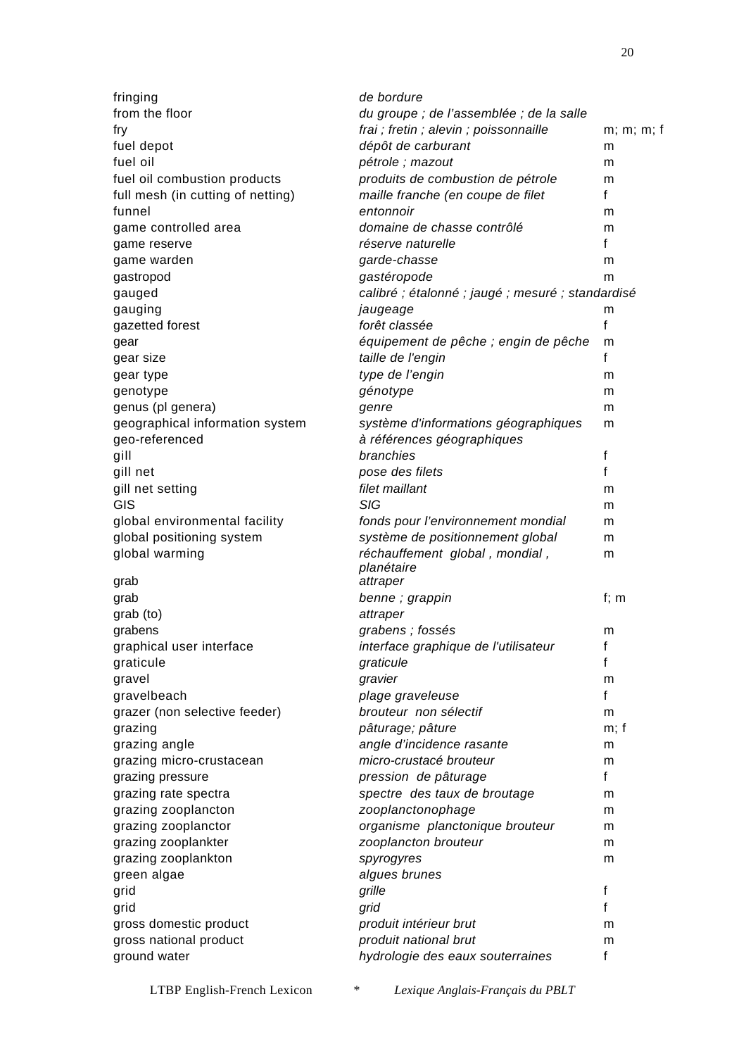| | | |
|---|---|---|
| fringing | *de bordure* | |
| from the floor | *du groupe ; de l'assemblée ; de la salle* | |
| fry | *frai ; fretin ; alevin ; poissonnaille* | m; m; m; f |
| fuel depot | *dépôt de carburant* | m |
| fuel oil | *pétrole ; mazout* | m |
| fuel oil combustion products | *produits de combustion de pétrole* | m |
| full mesh (in cutting of netting) | *maille franche (en coupe de filet* | f |
| funnel | *entonnoir* | m |
| game controlled area | *domaine de chasse contrôlé* | m |
| game reserve | *réserve naturelle* | f |
| game warden | *garde-chasse* | m |
| gastropod | *gastéropode* | m |
| gauged | *calibré ; étalonné ; jaugé ; mesuré ; standardisé* | |
| gauging | *jaugeage* | m |
| gazetted forest | *forêt classée* | f |
| gear | *équipement de pêche ; engin de pêche* | m |
| gear size | *taille de l'engin* | f |
| gear type | *type de l'engin* | m |
| genotype | *génotype* | m |
| genus (pl genera) | *genre* | m |
| geographical information system | *système d'informations géographiques* | m |
| geo-referenced | *à références géographiques* | |
| gill | *branchies* | f |
| gill net | *pose des filets* | f |
| gill net setting | *filet maillant* | m |
| GIS | *SIG* | m |
| global environmental facility | *fonds pour l'environnement mondial* | m |
| global positioning system | *système de positionnement global* | m |
| global warming | *réchauffement global , mondial , planétaire* | m |
| grab | *attraper* | |
| grab | *benne ; grappin* | f; m |
| grab (to) | *attraper* | |
| grabens | *grabens ; fossés* | m |
| graphical user interface | *interface graphique de l'utilisateur* | f |
| graticule | *graticule* | f |
| gravel | *gravier* | m |
| gravelbeach | *plage graveleuse* | f |
| grazer (non selective feeder) | *brouteur non sélectif* | m |
| grazing | *pâturage; pâture* | m; f |
| grazing angle | *angle d'incidence rasante* | m |
| grazing micro-crustacean | *micro-crustacé brouteur* | m |
| grazing pressure | *pression de pâturage* | f |
| grazing rate spectra | *spectre des taux de broutage* | m |
| grazing zooplancton | *zooplanctonophage* | m |
| grazing zooplanctor | *organisme planctonique brouteur* | m |
| grazing zooplankter | *zooplancton brouteur* | m |
| grazing zooplankton | *spyrogyres* | m |
| green algae | *algues brunes* | |
| grid | *grille* | f |
| grid | *grid* | f |
| gross domestic product | *produit intérieur brut* | m |
| gross national product | *produit national brut* | m |
| ground water | *hydrologie des eaux souterraines* | f |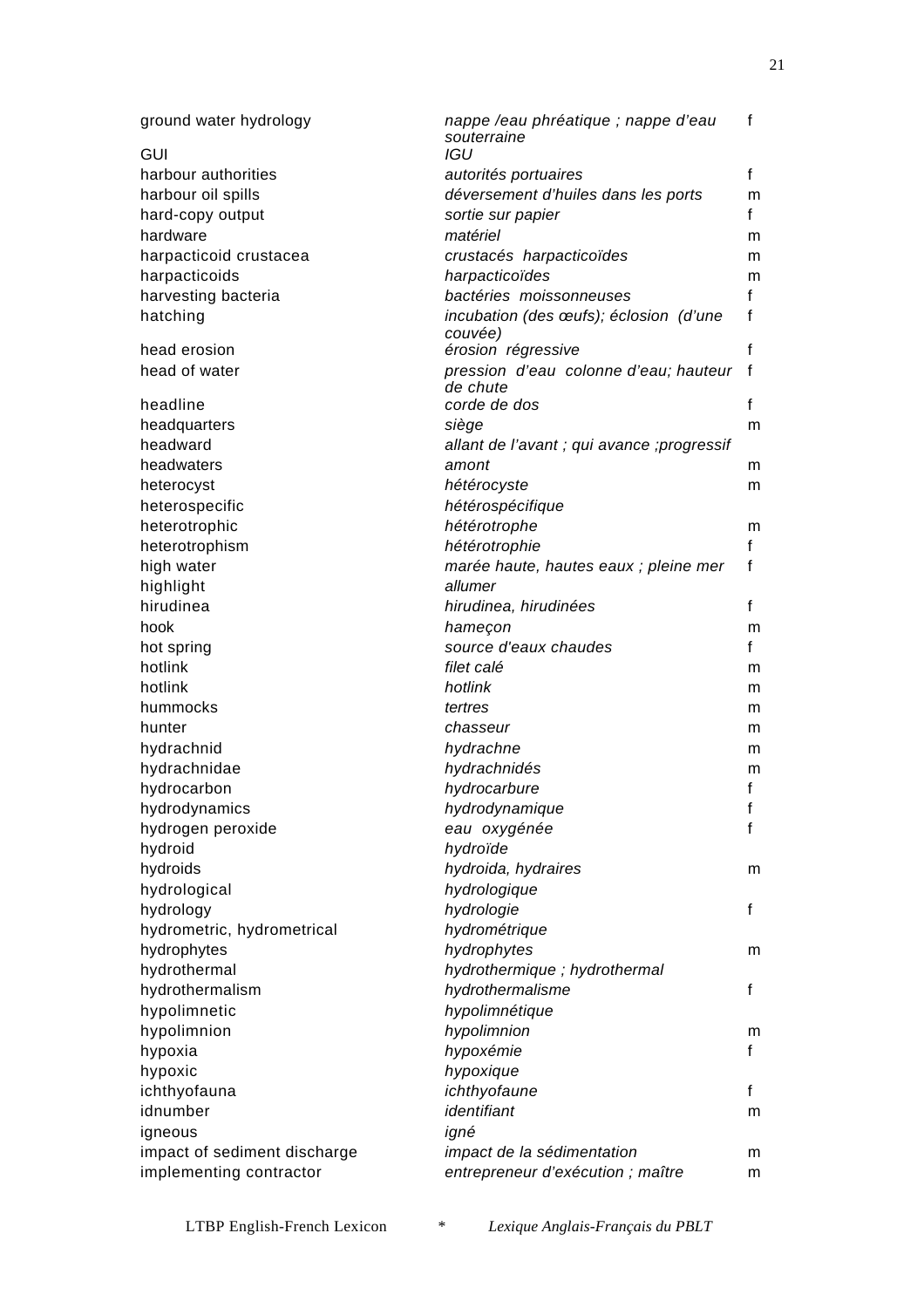| | | |
|---|---|---|
| ground water hydrology | *nappe /eau phréatique ; nappe d'eau souterraine* | f |
| GUI | *IGU* | |
| harbour authorities | *autorités portuaires* | f |
| harbour oil spills | *déversement d'huiles dans les ports* | m |
| hard-copy output | *sortie sur papier* | f |
| hardware | *matériel* | m |
| harpacticoid crustacea | *crustacés harpacticoïdes* | m |
| harpacticoids | *harpacticoïdes* | m |
| harvesting bacteria | *bactéries moissonneuses* | f |
| hatching | *incubation (des œufs); éclosion (d'une couvée)* | f |
| head erosion | *érosion régressive* | f |
| head of water | *pression d'eau colonne d'eau; hauteur de chute* | f |
| headline | *corde de dos* | f |
| headquarters | *siège* | m |
| headward | *allant de l'avant ; qui avance ;progressif* | |
| headwaters | *amont* | m |
| heterocyst | *hétérocyste* | m |
| heterospecific | *hétérospécifique* | |
| heterotrophic | *hétérotrophe* | m |
| heterotrophism | *hétérotrophie* | f |
| high water | *marée haute, hautes eaux ; pleine mer* | f |
| highlight | *allumer* | |
| hirudinea | *hirudinea, hirudinées* | f |
| hook | *hameçon* | m |
| hot spring | *source d'eaux chaudes* | f |
| hotlink | *filet calé* | m |
| hotlink | *hotlink* | m |
| hummocks | *tertres* | m |
| hunter | *chasseur* | m |
| hydrachnid | *hydrachne* | m |
| hydrachnidae | *hydrachnidés* | m |
| hydrocarbon | *hydrocarbure* | f |
| hydrodynamics | *hydrodynamique* | f |
| hydrogen peroxide | *eau oxygénée* | f |
| hydroid | *hydroïde* | |
| hydroids | *hydroida, hydraires* | m |
| hydrological | *hydrologique* | |
| hydrology | *hydrologie* | f |
| hydrometric, hydrometrical | *hydrométrique* | |
| hydrophytes | *hydrophytes* | m |
| hydrothermal | *hydrothermique ; hydrothermal* | |
| hydrothermalism | *hydrothermalisme* | f |
| hypolimnetic | *hypolimnétique* | |
| hypolimnion | *hypolimnion* | m |
| hypoxia | *hypoxémie* | f |
| hypoxic | *hypoxique* | |
| ichthyofauna | *ichthyofaune* | f |
| idnumber | *identifiant* | m |
| igneous | *igné* | |
| impact of sediment discharge | *impact de la sédimentation* | m |
| implementing contractor | *entrepreneur d'exécution ; maître* | m |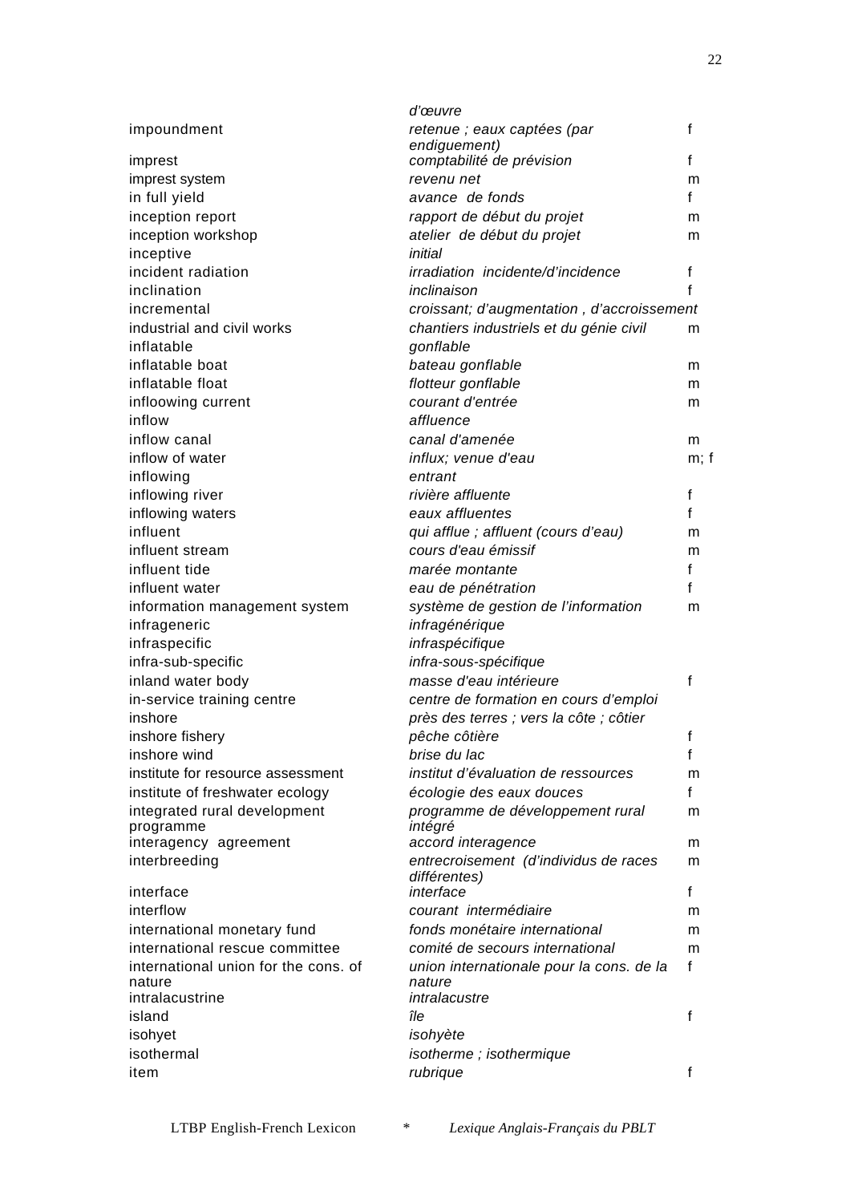| | | |
|---|---|---|
| | *d'œuvre* | |
| impoundment | *retenue ; eaux captées (par endiguement)* | f |
| imprest | *comptabilité de prévision* | f |
| imprest system | *revenu net* | m |
| in full yield | *avance de fonds* | f |
| inception report | *rapport de début du projet* | m |
| inception workshop | *atelier de début du projet* | m |
| inceptive | *initial* | |
| incident radiation | *irradiation incidente/d'incidence* | f |
| inclination | *inclinaison* | f |
| incremental | *croissant; d'augmentation , d'accroissement* | |
| industrial and civil works | *chantiers industriels et du génie civil* | m |
| inflatable | *gonflable* | |
| inflatable boat | *bateau gonflable* | m |
| inflatable float | *flotteur gonflable* | m |
| infloowing current | *courant d'entrée* | m |
| inflow | *affluence* | |
| inflow canal | *canal d'amenée* | m |
| inflow of water | *influx; venue d'eau* | m; f |
| inflowing | *entrant* | |
| inflowing river | *rivière affluente* | f |
| inflowing waters | *eaux affluentes* | f |
| influent | *qui afflue ; affluent (cours d'eau)* | m |
| influent stream | *cours d'eau émissif* | m |
| influent tide | *marée montante* | f |
| influent water | *eau de pénétration* | f |
| information management system | *système de gestion de l'information* | m |
| infrageneric | *infragénérique* | |
| infraspecific | *infraspécifique* | |
| infra-sub-specific | *infra-sous-spécifique* | |
| inland water body | *masse d'eau intérieure* | f |
| in-service training centre | *centre de formation en cours d'emploi* | |
| inshore | *près des terres ; vers la côte ; côtier* | |
| inshore fishery | *pêche côtière* | f |
| inshore wind | *brise du lac* | f |
| institute for resource assessment | *institut d'évaluation de ressources* | m |
| institute of freshwater ecology | *écologie des eaux douces* | f |
| integrated rural development programme | *programme de développement rural intégré* | m |
| interagency agreement | *accord interagence* | m |
| interbreeding | *entrecroisement (d'individus de races différentes)* | m |
| interface | *interface* | f |
| interflow | *courant intermédiaire* | m |
| international monetary fund | *fonds monétaire international* | m |
| international rescue committee | *comité de secours international* | m |
| international union for the cons. of nature | *union internationale pour la cons. de la nature* | f |
| intralacustrine | *intralacustre* | |
| island | *île* | f |
| isohyet | *isohyète* | |
| isothermal | *isotherme ; isothermique* | |
| item | *rubrique* | f |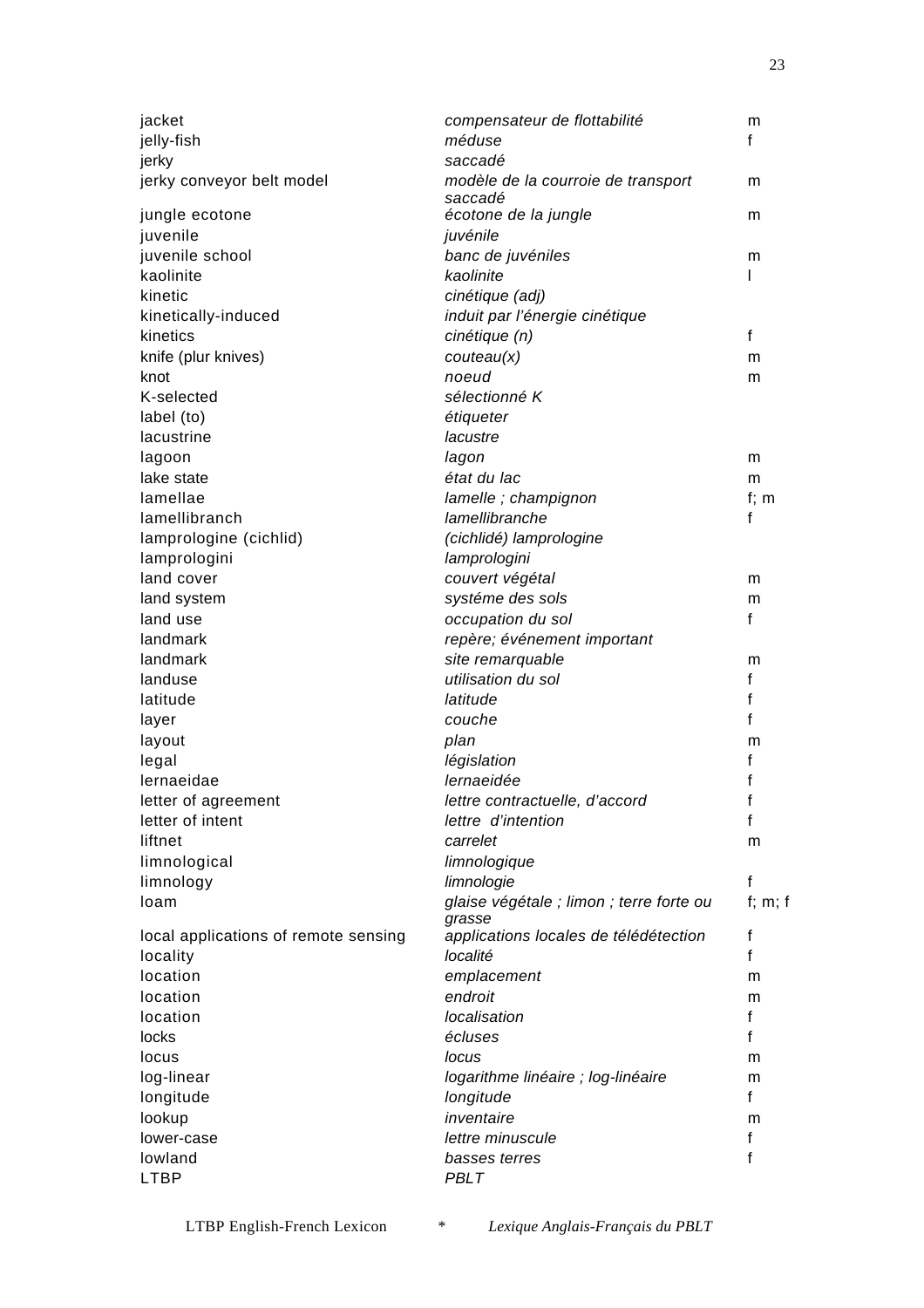| | | |
|---|---|---|
| jacket | *compensateur de flottabilité* | m |
| jelly-fish | *méduse* | f |
| jerky | *saccadé* | |
| jerky conveyor belt model | *modèle de la courroie de transport saccadé* | m |
| jungle ecotone | *écotone de la jungle* | m |
| juvenile | *juvénile* | |
| juvenile school | *banc de juvéniles* | m |
| kaolinite | *kaolinite* | l |
| kinetic | *cinétique (adj)* | |
| kinetically-induced | *induit par l'énergie cinétique* | |
| kinetics | *cinétique (n)* | f |
| knife (plur knives) | *couteau(x)* | m |
| knot | *noeud* | m |
| K-selected | *sélectionné K* | |
| label (to) | *étiqueter* | |
| lacustrine | *lacustre* | |
| lagoon | *lagon* | m |
| lake state | *état du lac* | m |
| lamellae | *lamelle ; champignon* | f; m |
| lamellibranch | *lamellibranche* | f |
| lamprologine (cichlid) | *(cichlidé) lamprologine* | |
| lamprologini | *lamprologini* | |
| land cover | *couvert végétal* | m |
| land system | *systéme des sols* | m |
| land use | *occupation du sol* | f |
| landmark | *repère; événement important* | |
| landmark | *site remarquable* | m |
| landuse | *utilisation du sol* | f |
| latitude | *latitude* | f |
| layer | *couche* | f |
| layout | *plan* | m |
| legal | *législation* | f |
| lernaeidae | *lernaeidée* | f |
| letter of agreement | *lettre contractuelle, d'accord* | f |
| letter of intent | *lettre d'intention* | f |
| liftnet | *carrelet* | m |
| limnological | *limnologique* | |
| limnology | *limnologie* | f |
| loam | *glaise végétale ; limon ; terre forte ou grasse* | f; m; f |
| local applications of remote sensing | *applications locales de télédétection* | f |
| locality | *localité* | f |
| location | *emplacement* | m |
| location | *endroit* | m |
| location | *localisation* | f |
| locks | *écluses* | f |
| locus | *locus* | m |
| log-linear | *logarithme linéaire ; log-linéaire* | m |
| longitude | *longitude* | f |
| lookup | *inventaire* | m |
| lower-case | *lettre minuscule* | f |
| lowland | *basses terres* | f |
| LTBP | *PBLT* | |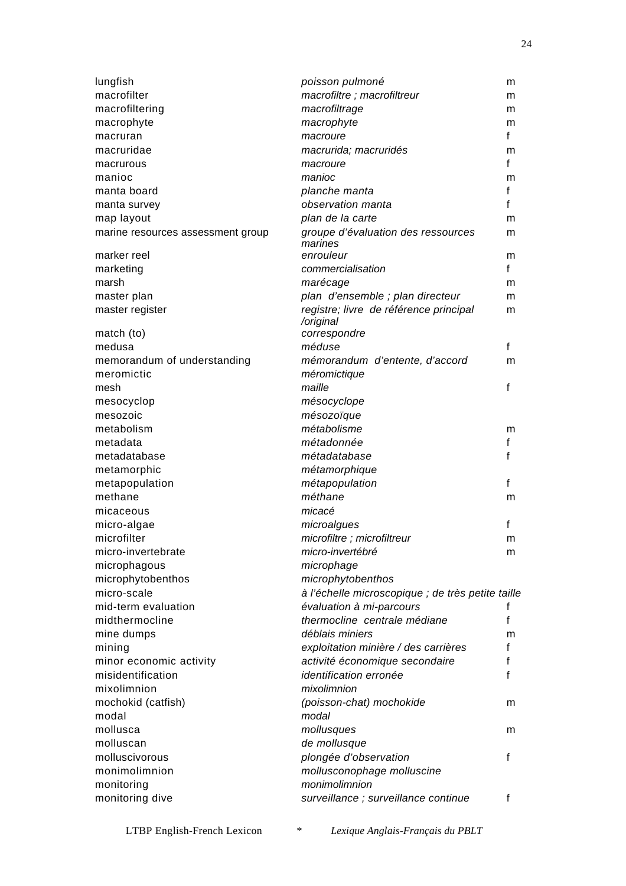| | | |
|---|---|---|
| lungfish | *poisson pulmoné* | m |
| macrofilter | *macrofiltre ; macrofiltreur* | m |
| macrofiltering | *macrofiltrage* | m |
| macrophyte | *macrophyte* | m |
| macruran | *macroure* | f |
| macruridae | *macrurida; macruridés* | m |
| macrurous | *macroure* | f |
| manioc | *manioc* | m |
| manta board | *planche manta* | f |
| manta survey | *observation manta* | f |
| map layout | *plan de la carte* | m |
| marine resources assessment group | *groupe d'évaluation des ressources marines* | m |
| marker reel | *enrouleur* | m |
| marketing | *commercialisation* | f |
| marsh | *marécage* | m |
| master plan | *plan d'ensemble ; plan directeur* | m |
| master register | *registre; livre de référence principal /original* | m |
| match (to) | *correspondre* | |
| medusa | *méduse* | f |
| memorandum of understanding | *mémorandum d'entente, d'accord* | m |
| meromictic | *méromictique* | |
| mesh | *maille* | f |
| mesocyclop | *mésocyclope* | |
| mesozoic | *mésozoïque* | |
| metabolism | *métabolisme* | m |
| metadata | *métadonnée* | f |
| metadatabase | *métadatabase* | f |
| metamorphic | *métamorphique* | |
| metapopulation | *métapopulation* | f |
| methane | *méthane* | m |
| micaceous | *micacé* | |
| micro-algae | *microalgues* | f |
| microfilter | *microfiltre ; microfiltreur* | m |
| micro-invertebrate | *micro-invertébré* | m |
| microphagous | *microphage* | |
| microphytobenthos | *microphytobenthos* | |
| micro-scale | *à l'échelle microscopique ; de très petite taille* | |
| mid-term evaluation | *évaluation à mi-parcours* | f |
| midthermocline | *thermocline centrale médiane* | f |
| mine dumps | *déblais miniers* | m |
| mining | *exploitation minière / des carrières* | f |
| minor economic activity | *activité économique secondaire* | f |
| misidentification | *identification erronée* | f |
| mixolimnion | *mixolimnion* | |
| mochokid (catfish) | *(poisson-chat) mochokide* | m |
| modal | *modal* | |
| mollusca | *mollusques* | m |
| molluscan | *de mollusque* | |
| molluscivorous | *plongée d'observation* | f |
| monimolimnion | *mollusconophage molluscine* | |
| monitoring | *monimolimnion* | |
| monitoring dive | *surveillance ; surveillance continue* | f |

LTBP English-French Lexicon * *Lexique Anglais-Français du PBLT*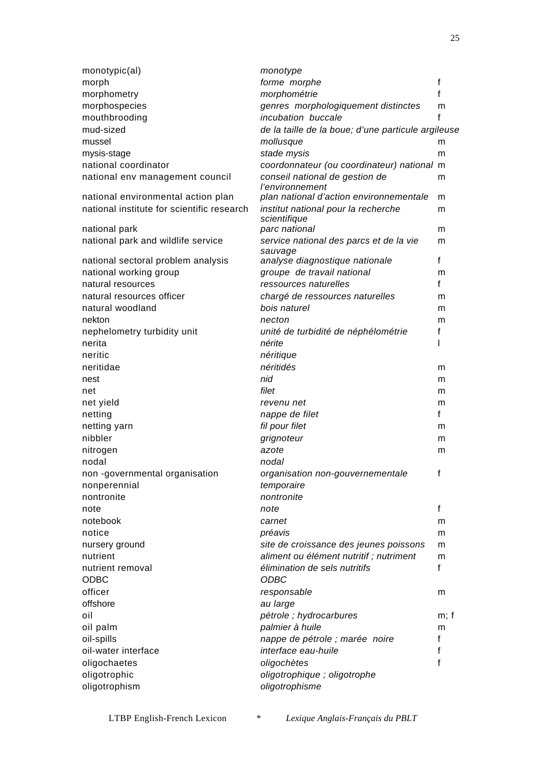| | | |
|---|---|---|
| monotypic(al) | *monotype* | |
| morph | *forme morphe* | f |
| morphometry | *morphométrie* | f |
| morphospecies | *genres morphologiquement distinctes* | m |
| mouthbrooding | *incubation buccale* | f |
| mud-sized | *de la taille de la boue; d'une particule argileuse* | |
| mussel | *mollusque* | m |
| mysis-stage | *stade mysis* | m |
| national coordinator | *coordonnateur (ou coordinateur) national* | m |
| national env management council | *conseil national de gestion de l'environnement* | m |
| national environmental action plan | *plan national d'action environnementale* | m |
| national institute for scientific research | *institut national pour la recherche scientifique* | m |
| national park | *parc national* | m |
| national park and wildlife service | *service national des parcs et de la vie sauvage* | m |
| national sectoral problem analysis | *analyse diagnostique nationale* | f |
| national working group | *groupe de travail national* | m |
| natural resources | *ressources naturelles* | f |
| natural resources officer | *chargé de ressources naturelles* | m |
| natural woodland | *bois naturel* | m |
| nekton | *necton* | m |
| nephelometry turbidity unit | *unité de turbidité de néphélométrie* | f |
| nerita | *nérite* | l |
| neritic | *néritique* | |
| neritidae | *néritidés* | m |
| nest | *nid* | m |
| net | *filet* | m |
| net yield | *revenu net* | m |
| netting | *nappe de filet* | f |
| netting yarn | *fil pour filet* | m |
| nibbler | *grignoteur* | m |
| nitrogen | *azote* | m |
| nodal | *nodal* | |
| non -governmental organisation | *organisation non-gouvernementale* | f |
| nonperennial | *temporaire* | |
| nontronite | *nontronite* | |
| note | *note* | f |
| notebook | *carnet* | m |
| notice | *préavis* | m |
| nursery ground | *site de croissance des jeunes poissons* | m |
| nutrient | *aliment ou élément nutritif ; nutriment* | m |
| nutrient removal | *élimination de sels nutritifs* | f |
| ODBC | *ODBC* | |
| officer | *responsable* | m |
| offshore | *au large* | |
| oil | *pétrole ; hydrocarbures* | m; f |
| oil palm | *palmier à huile* | m |
| oil-spills | *nappe de pétrole ; marée noire* | f |
| oil-water interface | *interface eau-huile* | f |
| oligochaetes | *oligochètes* | f |
| oligotrophic | *oligotrophique ; oligotrophe* | |
| oligotrophism | *oligotrophisme* | |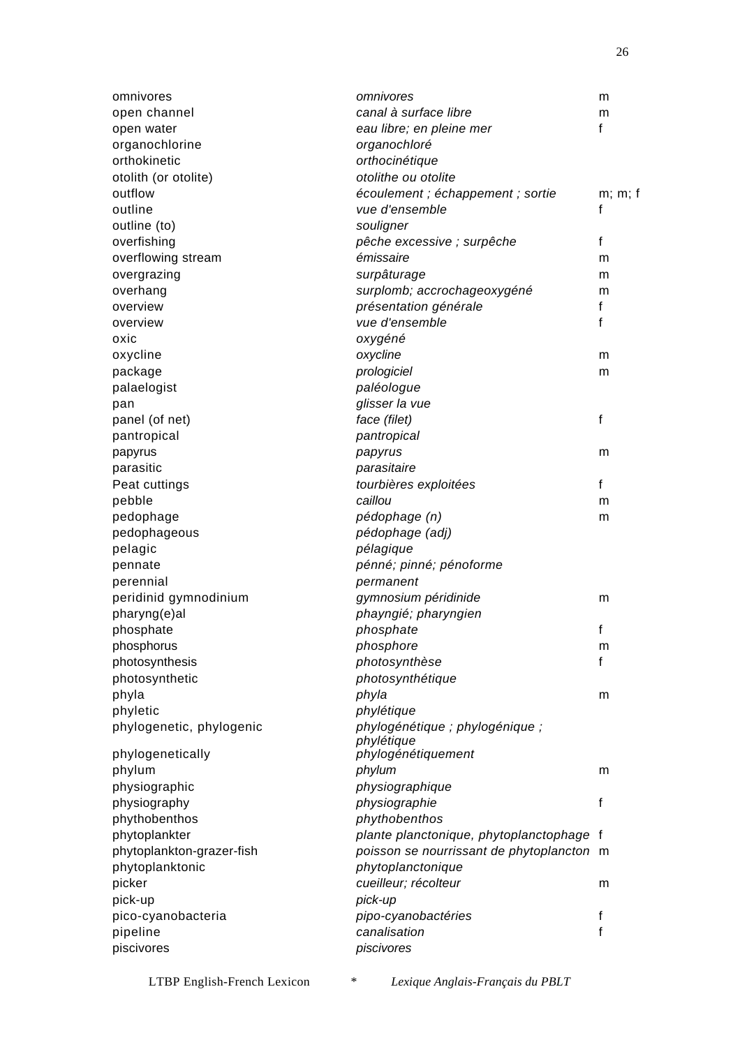| | | |
|---|---|---|
| omnivores | *omnivores* | m |
| open channel | *canal à surface libre* | m |
| open water | *eau libre; en pleine mer* | f |
| organochlorine | *organochloré* | |
| orthokinetic | *orthocinétique* | |
| otolith (or otolite) | *otolithe ou otolite* | |
| outflow | *écoulement ; échappement ; sortie* | m; m; f |
| outline | *vue d'ensemble* | f |
| outline (to) | *souligner* | |
| overfishing | *pêche excessive ; surpêche* | f |
| overflowing stream | *émissaire* | m |
| overgrazing | *surpâturage* | m |
| overhang | *surplomb; accrochageoxygéné* | m |
| overview | *présentation générale* | f |
| overview | *vue d'ensemble* | f |
| oxic | *oxygéné* | |
| oxycline | *oxycline* | m |
| package | *prologiciel* | m |
| palaelogist | *paléologue* | |
| pan | *glisser la vue* | |
| panel (of net) | *face (filet)* | f |
| pantropical | *pantropical* | |
| papyrus | *papyrus* | m |
| parasitic | *parasitaire* | |
| Peat cuttings | *tourbières exploitées* | f |
| pebble | *caillou* | m |
| pedophage | *pédophage (n)* | m |
| pedophageous | *pédophage (adj)* | |
| pelagic | *pélagique* | |
| pennate | *pénné; pinné; pénoforme* | |
| perennial | *permanent* | |
| peridinid gymnodinium | *gymnosium péridinide* | m |
| pharyng(e)al | *phayngié; pharyngien* | |
| phosphate | *phosphate* | f |
| phosphorus | *phosphore* | m |
| photosynthesis | *photosynthèse* | f |
| photosynthetic | *photosynthétique* | |
| phyla | *phyla* | m |
| phyletic | *phylétique* | |
| phylogenetic, phylogenic | *phylogénétique ; phylogénique ; phylétique* | |
| phylogenetically | *phylogénétiquement* | |
| phylum | *phylum* | m |
| physiographic | *physiographique* | |
| physiography | *physiographie* | f |
| phythobenthos | *phythobenthos* | |
| phytoplankter | *plante planctonique, phytoplanctophage* | f |
| phytoplankton-grazer-fish | *poisson se nourrissant de phytoplancton* | m |
| phytoplanktonic | *phytoplanctonique* | |
| picker | *cueilleur; récolteur* | m |
| pick-up | *pick-up* | |
| pico-cyanobacteria | *pipo-cyanobactéries* | f |
| pipeline | *canalisation* | f |
| piscivores | *piscivores* | |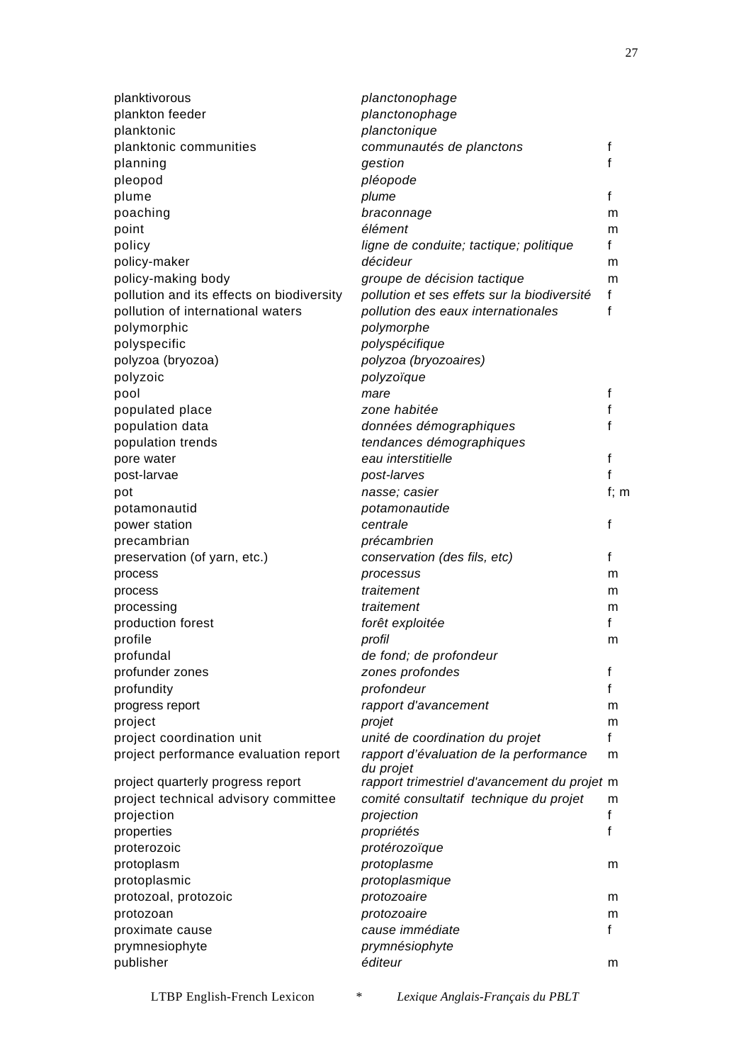| | | |
|---|---|---|
| planktivorous | *planctonophage* | |
| plankton feeder | *planctonophage* | |
| planktonic | *planctonique* | |
| planktonic communities | *communautés de planctons* | f |
| planning | *gestion* | f |
| pleopod | *pléopode* | |
| plume | *plume* | f |
| poaching | *braconnage* | m |
| point | *élément* | m |
| policy | *ligne de conduite; tactique; politique* | f |
| policy-maker | *décideur* | m |
| policy-making body | *groupe de décision tactique* | m |
| pollution and its effects on biodiversity | *pollution et ses effets sur la biodiversité* | f |
| pollution of international waters | *pollution des eaux internationales* | f |
| polymorphic | *polymorphe* | |
| polyspecific | *polyspécifique* | |
| polyzoa (bryozoa) | *polyzoa (bryozoaires)* | |
| polyzoic | *polyzoïque* | |
| pool | *mare* | f |
| populated place | *zone habitée* | f |
| population data | *données démographiques* | f |
| population trends | *tendances démographiques* | |
| pore water | *eau interstitielle* | f |
| post-larvae | *post-larves* | f |
| pot | *nasse; casier* | f; m |
| potamonautid | *potamonautide* | |
| power station | *centrale* | f |
| precambrian | *précambrien* | |
| preservation (of yarn, etc.) | *conservation (des fils, etc)* | f |
| process | *processus* | m |
| process | *traitement* | m |
| processing | *traitement* | m |
| production forest | *forêt exploitée* | f |
| profile | *profil* | m |
| profundal | *de fond; de profondeur* | |
| profunder zones | *zones profondes* | f |
| profundity | *profondeur* | f |
| progress report | *rapport d'avancement* | m |
| project | *projet* | m |
| project coordination unit | *unité de coordination du projet* | f |
| project performance evaluation report | *rapport d'évaluation de la performance du projet* | m |
| project quarterly progress report | *rapport trimestriel d'avancement du projet* | m |
| project technical advisory committee | *comité consultatif technique du projet* | m |
| projection | *projection* | f |
| properties | *propriétés* | f |
| proterozoic | *protérozoïque* | |
| protoplasm | *protoplasme* | m |
| protoplasmic | *protoplasmique* | |
| protozoal, protozoic | *protozoaire* | m |
| protozoan | *protozoaire* | m |
| proximate cause | *cause immédiate* | f |
| prymnesiophyte | *prymnésiophyte* | |
| publisher | *éditeur* | m |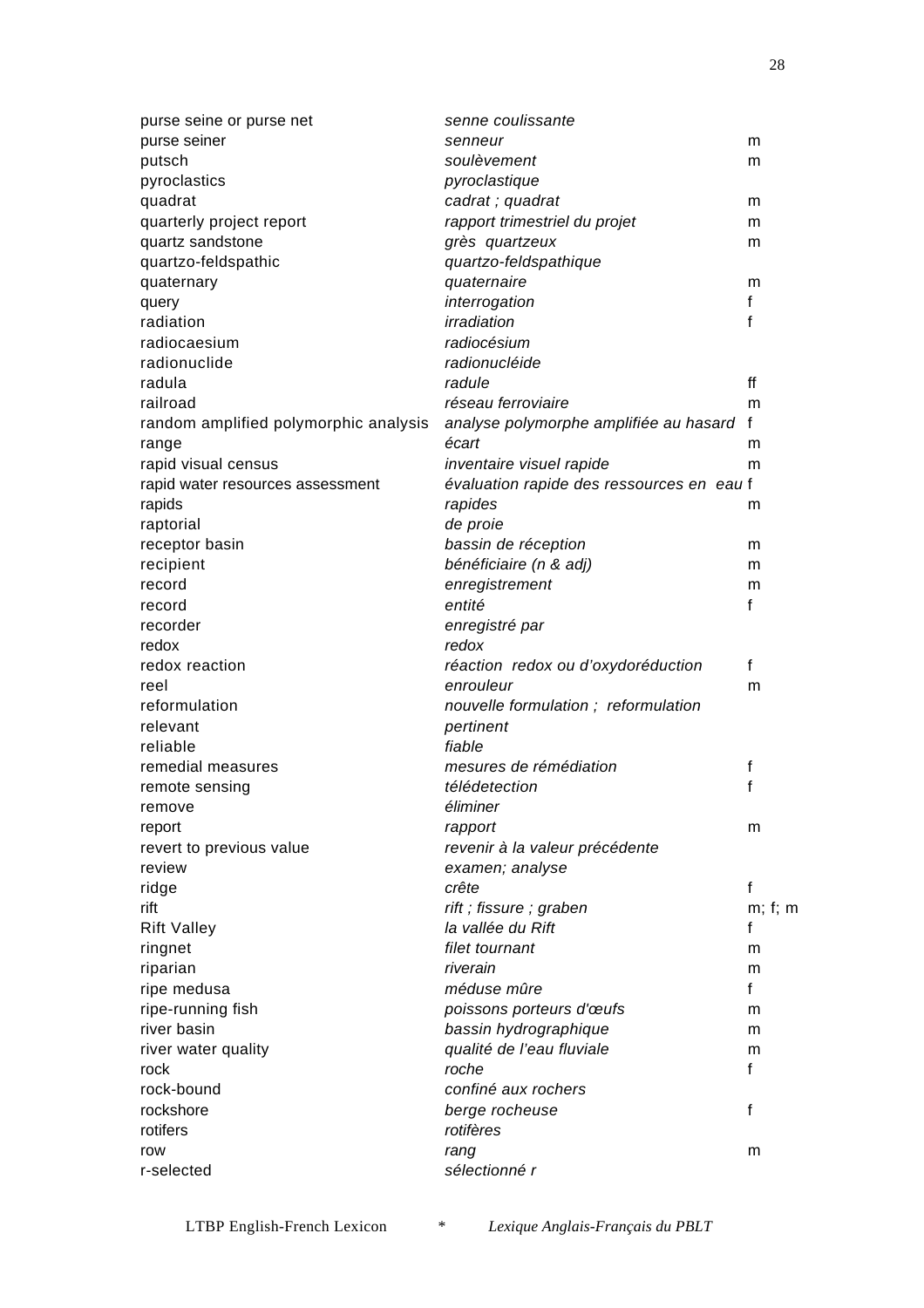| | | |
|---|---|---|
| purse seine or purse net | *senne coulissante* | |
| purse seiner | *senneur* | m |
| putsch | *soulèvement* | m |
| pyroclastics | *pyroclastique* | |
| quadrat | *cadrat ; quadrat* | m |
| quarterly project report | *rapport trimestriel du projet* | m |
| quartz sandstone | *grès quartzeux* | m |
| quartzo-feldspathic | *quartzo-feldspathique* | |
| quaternary | *quaternaire* | m |
| query | *interrogation* | f |
| radiation | *irradiation* | f |
| radiocaesium | *radiocésium* | |
| radionuclide | *radionucléide* | |
| radula | *radule* | ff |
| railroad | *réseau ferroviaire* | m |
| random amplified polymorphic analysis | *analyse polymorphe amplifiée au hasard* | f |
| range | *écart* | m |
| rapid visual census | *inventaire visuel rapide* | m |
| rapid water resources assessment | *évaluation rapide des ressources en eau* | f |
| rapids | *rapides* | m |
| raptorial | *de proie* | |
| receptor basin | *bassin de réception* | m |
| recipient | *bénéficiaire (n & adj)* | m |
| record | *enregistrement* | m |
| record | *entité* | f |
| recorder | *enregistré par* | |
| redox | *redox* | |
| redox reaction | *réaction redox ou d'oxydoréduction* | f |
| reel | *enrouleur* | m |
| reformulation | *nouvelle formulation ; reformulation* | |
| relevant | *pertinent* | |
| reliable | *fiable* | |
| remedial measures | *mesures de rémédiation* | f |
| remote sensing | *télédetection* | f |
| remove | *éliminer* | |
| report | *rapport* | m |
| revert to previous value | *revenir à la valeur précédente* | |
| review | *examen; analyse* | |
| ridge | *crête* | f |
| rift | *rift ; fissure ; graben* | m; f; m |
| Rift Valley | *la vallée du Rift* | f |
| ringnet | *filet tournant* | m |
| riparian | *riverain* | m |
| ripe medusa | *méduse mûre* | f |
| ripe-running fish | *poissons porteurs d'œufs* | m |
| river basin | *bassin hydrographique* | m |
| river water quality | *qualité de l'eau fluviale* | m |
| rock | *roche* | f |
| rock-bound | *confiné aux rochers* | |
| rockshore | *berge rocheuse* | f |
| rotifers | *rotifères* | |
| row | *rang* | m |
| r-selected | *sélectionné r* | |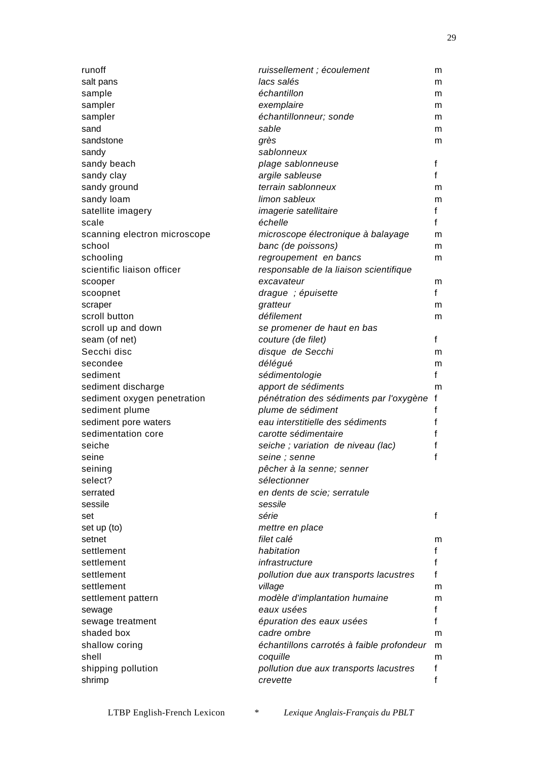| English | French | Gender |
|---|---|---|
| runoff | *ruissellement ; écoulement* | m |
| salt pans | *lacs salés* | m |
| sample | *échantillon* | m |
| sampler | *exemplaire* | m |
| sampler | *échantillonneur; sonde* | m |
| sand | *sable* | m |
| sandstone | *grès* | m |
| sandy | *sablonneux* | |
| sandy beach | *plage sablonneuse* | f |
| sandy clay | *argile sableuse* | f |
| sandy ground | *terrain sablonneux* | m |
| sandy loam | *limon sableux* | m |
| satellite imagery | *imagerie satellitaire* | f |
| scale | *échelle* | f |
| scanning electron microscope | *microscope électronique à balayage* | m |
| school | *banc (de poissons)* | m |
| schooling | *regroupement en bancs* | m |
| scientific liaison officer | *responsable de la liaison scientifique* | |
| scooper | *excavateur* | m |
| scoopnet | *drague ; épuisette* | f |
| scraper | *gratteur* | m |
| scroll button | *défilement* | m |
| scroll up and down | *se promener de haut en bas* | |
| seam (of net) | *couture (de filet)* | f |
| Secchi disc | *disque de Secchi* | m |
| secondee | *délégué* | m |
| sediment | *sédimentologie* | f |
| sediment discharge | *apport de sédiments* | m |
| sediment oxygen penetration | *pénétration des sédiments par l'oxygène* | f |
| sediment plume | *plume de sédiment* | f |
| sediment pore waters | *eau interstitielle des sédiments* | f |
| sedimentation core | *carotte sédimentaire* | f |
| seiche | *seiche ; variation de niveau (lac)* | f |
| seine | *seine ; senne* | f |
| seining | *pêcher à la senne; senner* | |
| select? | *sélectionner* | |
| serrated | *en dents de scie; serratule* | |
| sessile | *sessile* | |
| set | *série* | f |
| set up (to) | *mettre en place* | |
| setnet | *filet calé* | m |
| settlement | *habitation* | f |
| settlement | *infrastructure* | f |
| settlement | *pollution due aux transports lacustres* | f |
| settlement | *village* | m |
| settlement pattern | *modèle d'implantation humaine* | m |
| sewage | *eaux usées* | f |
| sewage treatment | *épuration des eaux usées* | f |
| shaded box | *cadre ombre* | m |
| shallow coring | *échantillons carrotés à faible profondeur* | m |
| shell | *coquille* | m |
| shipping pollution | *pollution due aux transports lacustres* | f |
| shrimp | *crevette* | f |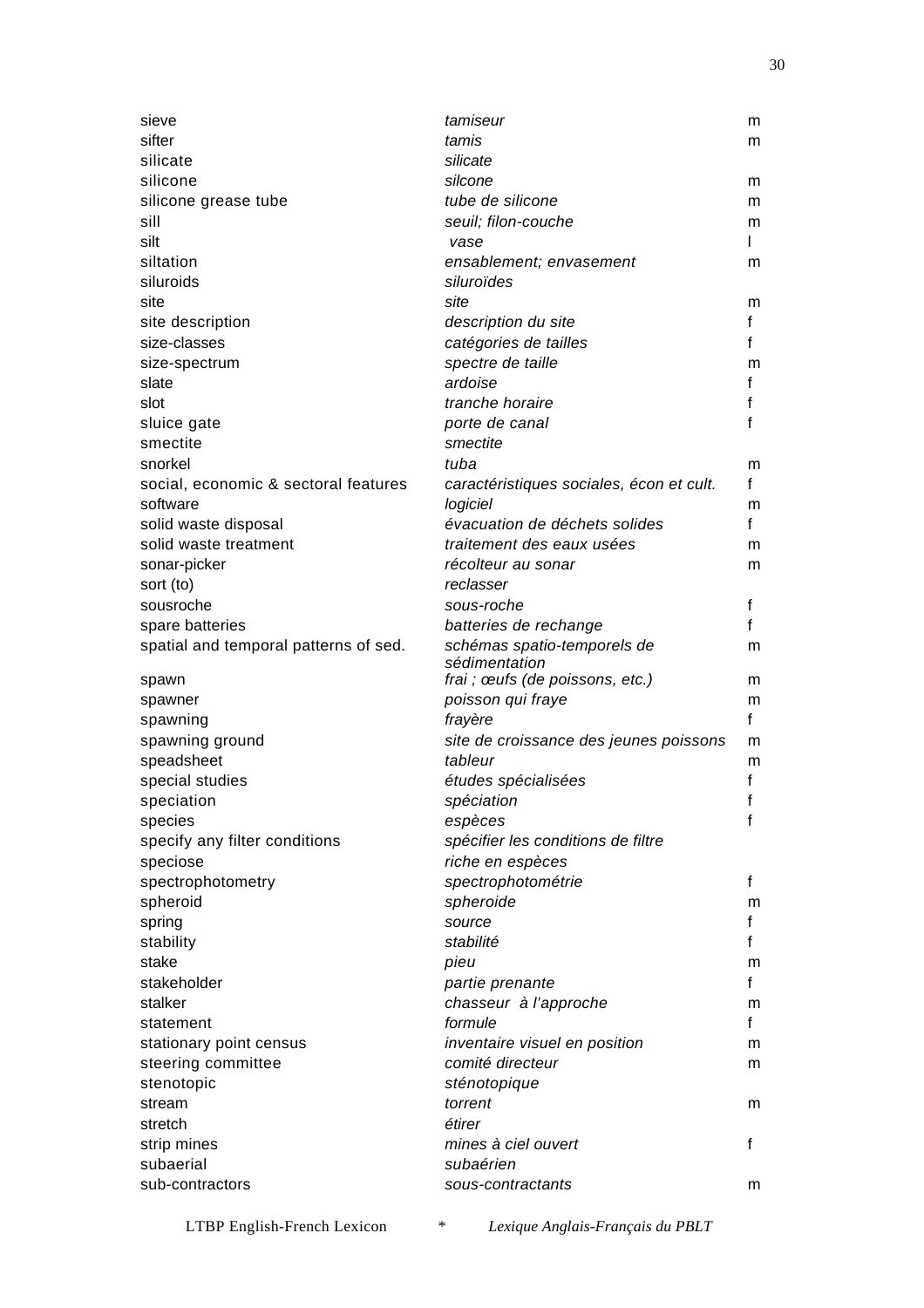| | | |
|---|---|---|
| sieve | *tamiseur* | m |
| sifter | *tamis* | m |
| silicate | *silicate* | |
| silicone | *silcone* | m |
| silicone grease tube | *tube de silicone* | m |
| sill | *seuil; filon-couche* | m |
| silt | *vase* | l |
| siltation | *ensablement; envasement* | m |
| siluroids | *siluroïdes* | |
| site | *site* | m |
| site description | *description du site* | f |
| size-classes | *catégories de tailles* | f |
| size-spectrum | *spectre de taille* | m |
| slate | *ardoise* | f |
| slot | *tranche horaire* | f |
| sluice gate | *porte de canal* | f |
| smectite | *smectite* | |
| snorkel | *tuba* | m |
| social, economic & sectoral features | *caractéristiques sociales, écon et cult.* | f |
| software | *logiciel* | m |
| solid waste disposal | *évacuation de déchets solides* | f |
| solid waste treatment | *traitement des eaux usées* | m |
| sonar-picker | *récolteur au sonar* | m |
| sort (to) | *reclasser* | |
| sousroche | *sous-roche* | f |
| spare batteries | *batteries de rechange* | f |
| spatial and temporal patterns of sed. | *schémas spatio-temporels de sédimentation* | m |
| spawn | *frai ; œufs (de poissons, etc.)* | m |
| spawner | *poisson qui fraye* | m |
| spawning | *frayère* | f |
| spawning ground | *site de croissance des jeunes poissons* | m |
| speadsheet | *tableur* | m |
| special studies | *études spécialisées* | f |
| speciation | *spéciation* | f |
| species | *espèces* | f |
| specify any filter conditions | *spécifier les conditions de filtre* | |
| speciose | *riche en espèces* | |
| spectrophotometry | *spectrophotométrie* | f |
| spheroid | *spheroide* | m |
| spring | *source* | f |
| stability | *stabilité* | f |
| stake | *pieu* | m |
| stakeholder | *partie prenante* | f |
| stalker | *chasseur à l'approche* | m |
| statement | *formule* | f |
| stationary point census | *inventaire visuel en position* | m |
| steering committee | *comité directeur* | m |
| stenotopic | *sténotopique* | |
| stream | *torrent* | m |
| stretch | *étirer* | |
| strip mines | *mines à ciel ouvert* | f |
| subaerial | *subaérien* | |
| sub-contractors | *sous-contractants* | m |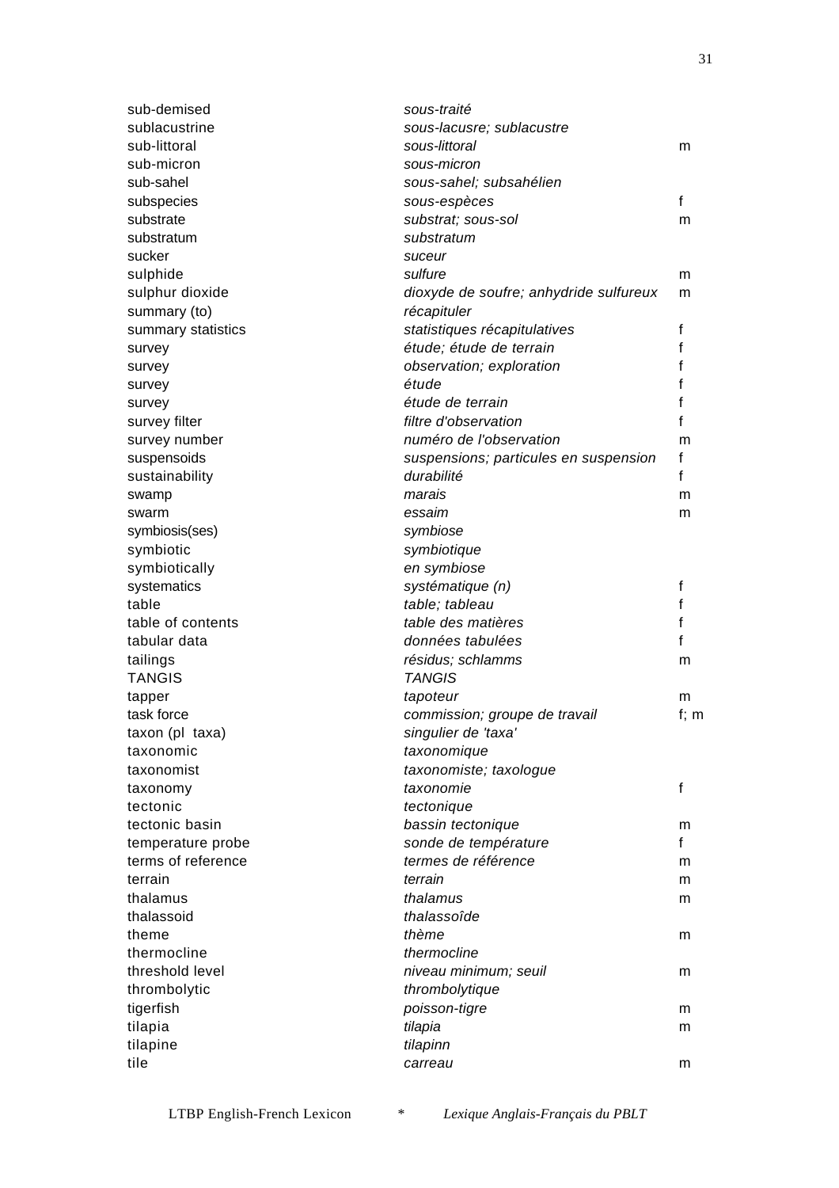| | | |
|---|---|---|
| sub-demised | *sous-traité* | |
| sublacustrine | *sous-lacusre; sublacustre* | |
| sub-littoral | *sous-littoral* | m |
| sub-micron | *sous-micron* | |
| sub-sahel | *sous-sahel; subsahélien* | |
| subspecies | *sous-espèces* | f |
| substrate | *substrat; sous-sol* | m |
| substratum | *substratum* | |
| sucker | *suceur* | |
| sulphide | *sulfure* | m |
| sulphur dioxide | *dioxyde de soufre; anhydride sulfureux* | m |
| summary (to) | *récapituler* | |
| summary statistics | *statistiques récapitulatives* | f |
| survey | *étude; étude de terrain* | f |
| survey | *observation; exploration* | f |
| survey | *étude* | f |
| survey | *étude de terrain* | f |
| survey filter | *filtre d'observation* | f |
| survey number | *numéro de l'observation* | m |
| suspensoids | *suspensions; particules en suspension* | f |
| sustainability | *durabilité* | f |
| swamp | *marais* | m |
| swarm | *essaim* | m |
| symbiosis(ses) | *symbiose* | |
| symbiotic | *symbiotique* | |
| symbiotically | *en symbiose* | |
| systematics | *systématique (n)* | f |
| table | *table; tableau* | f |
| table of contents | *table des matières* | f |
| tabular data | *données tabulées* | f |
| tailings | *résidus; schlamms* | m |
| TANGIS | *TANGIS* | |
| tapper | *tapoteur* | m |
| task force | *commission; groupe de travail* | f; m |
| taxon (pl taxa) | *singulier de 'taxa'* | |
| taxonomic | *taxonomique* | |
| taxonomist | *taxonomiste; taxologue* | |
| taxonomy | *taxonomie* | f |
| tectonic | *tectonique* | |
| tectonic basin | *bassin tectonique* | m |
| temperature probe | *sonde de température* | f |
| terms of reference | *termes de référence* | m |
| terrain | *terrain* | m |
| thalamus | *thalamus* | m |
| thalassoid | *thalassoîde* | |
| theme | *thème* | m |
| thermocline | *thermocline* | |
| threshold level | *niveau minimum; seuil* | m |
| thrombolytic | *thrombolytique* | |
| tigerfish | *poisson-tigre* | m |
| tilapia | *tilapia* | m |
| tilapine | *tilapinn* | |
| tile | *carreau* | m |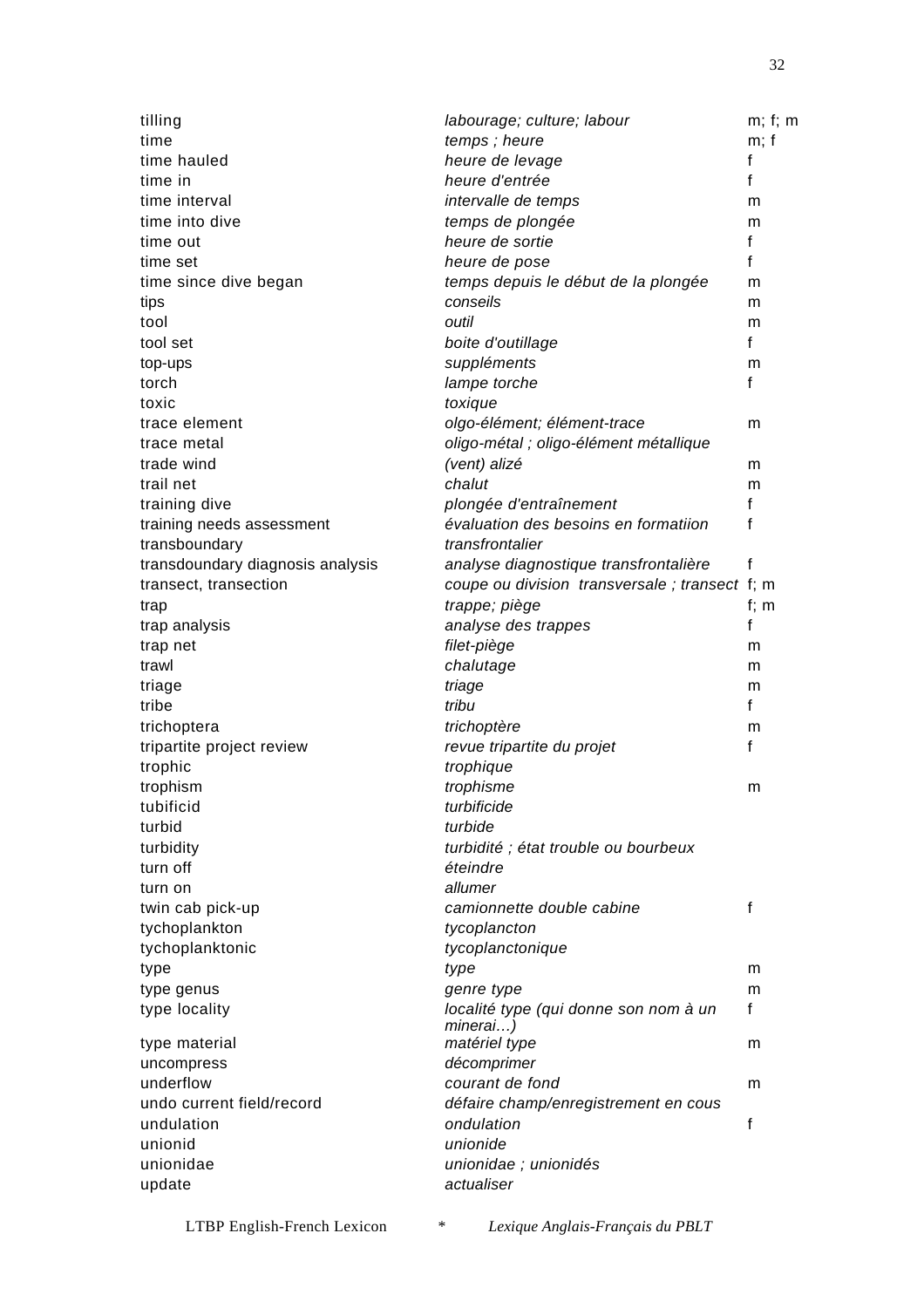| | | |
|---|---|---|
| tilling | *labourage; culture; labour* | m; f; m |
| time | *temps ; heure* | m; f |
| time hauled | *heure de levage* | f |
| time in | *heure d'entrée* | f |
| time interval | *intervalle de temps* | m |
| time into dive | *temps de plongée* | m |
| time out | *heure de sortie* | f |
| time set | *heure de pose* | f |
| time since dive began | *temps depuis le début de la plongée* | m |
| tips | *conseils* | m |
| tool | *outil* | m |
| tool set | *boite d'outillage* | f |
| top-ups | *suppléments* | m |
| torch | *lampe torche* | f |
| toxic | *toxique* | |
| trace element | *olgo-élément; élément-trace* | m |
| trace metal | *oligo-métal ; oligo-élément métallique* | |
| trade wind | *(vent) alizé* | m |
| trail net | *chalut* | m |
| training dive | *plongée d'entraînement* | f |
| training needs assessment | *évaluation des besoins en formatiion* | f |
| transboundary | *transfrontalier* | |
| transdoundary diagnosis analysis | *analyse diagnostique transfrontalière* | f |
| transect, transection | *coupe ou division transversale ; transect* | f; m |
| trap | *trappe; piège* | f; m |
| trap analysis | *analyse des trappes* | f |
| trap net | *filet-piège* | m |
| trawl | *chalutage* | m |
| triage | *triage* | m |
| tribe | *tribu* | f |
| trichoptera | *trichoptère* | m |
| tripartite project review | *revue tripartite du projet* | f |
| trophic | *trophique* | |
| trophism | *trophisme* | m |
| tubificid | *turbificide* | |
| turbid | *turbide* | |
| turbidity | *turbidité ; état trouble ou bourbeux* | |
| turn off | *éteindre* | |
| turn on | *allumer* | |
| twin cab pick-up | *camionnette double cabine* | f |
| tychoplankton | *tycoplancton* | |
| tychoplanktonic | *tycoplanctonique* | |
| type | *type* | m |
| type genus | *genre type* | m |
| type locality | *localité type (qui donne son nom à un minerai…)* | f |
| type material | *matériel type* | m |
| uncompress | *décomprimer* | |
| underflow | *courant de fond* | m |
| undo current field/record | *défaire champ/enregistrement en cous* | |
| undulation | *ondulation* | f |
| unionid | *unionide* | |
| unionidae | *unionidae ; unionidés* | |
| update | *actualiser* | |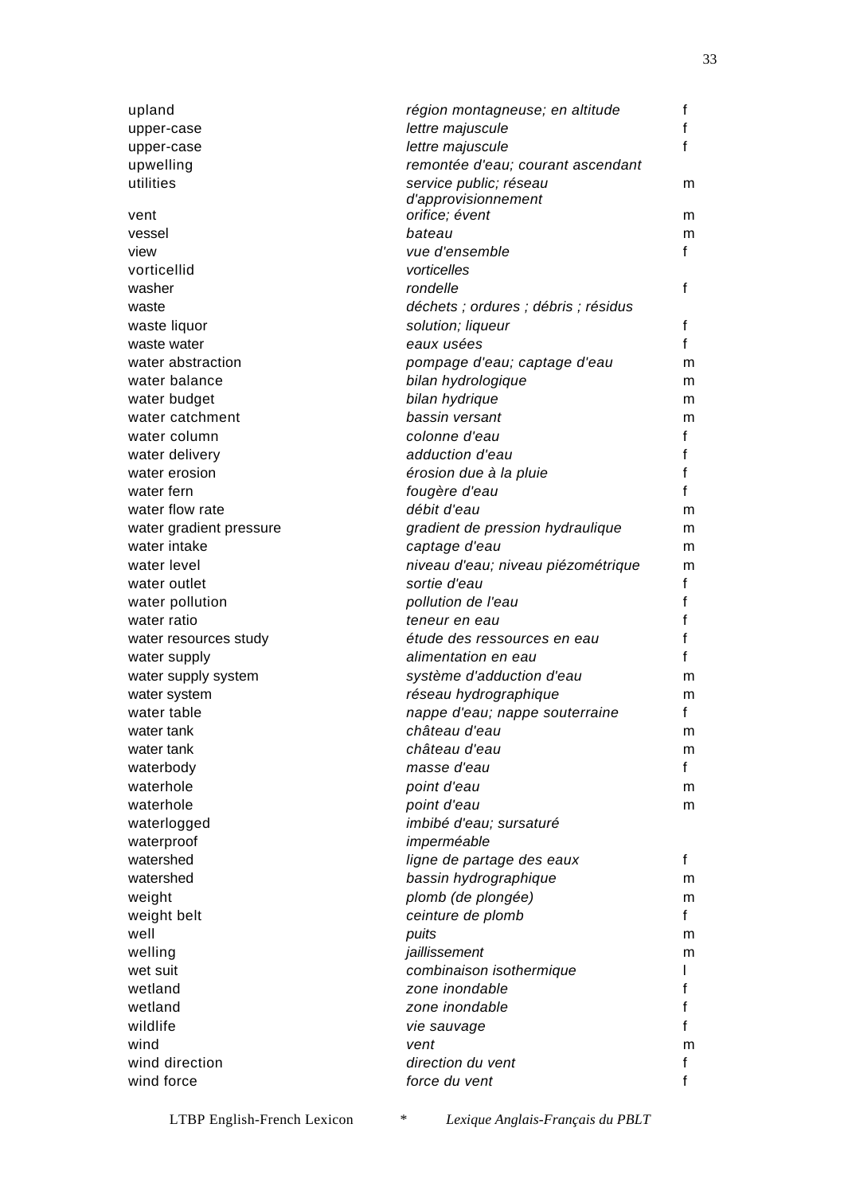| | | |
|---|---|---|
| upland | *région montagneuse; en altitude* | f |
| upper-case | *lettre majuscule* | f |
| upper-case | *lettre majuscule* | f |
| upwelling | *remontée d'eau; courant ascendant* | |
| utilities | *service public; réseau d'approvisionnement* | m |
| vent | *orifice; évent* | m |
| vessel | *bateau* | m |
| view | *vue d'ensemble* | f |
| vorticellid | *vorticelles* | |
| washer | *rondelle* | f |
| waste | *déchets ; ordures ; débris ; résidus* | |
| waste liquor | *solution; liqueur* | f |
| waste water | *eaux usées* | f |
| water abstraction | *pompage d'eau; captage d'eau* | m |
| water balance | *bilan hydrologique* | m |
| water budget | *bilan hydrique* | m |
| water catchment | *bassin versant* | m |
| water column | *colonne d'eau* | f |
| water delivery | *adduction d'eau* | f |
| water erosion | *érosion due à la pluie* | f |
| water fern | *fougère d'eau* | f |
| water flow rate | *débit d'eau* | m |
| water gradient pressure | *gradient de pression hydraulique* | m |
| water intake | *captage d'eau* | m |
| water level | *niveau d'eau; niveau piézométrique* | m |
| water outlet | *sortie d'eau* | f |
| water pollution | *pollution de l'eau* | f |
| water ratio | *teneur en eau* | f |
| water resources study | *étude des ressources en eau* | f |
| water supply | *alimentation en eau* | f |
| water supply system | *système d'adduction d'eau* | m |
| water system | *réseau hydrographique* | m |
| water table | *nappe d'eau; nappe souterraine* | f |
| water tank | *château d'eau* | m |
| water tank | *château d'eau* | m |
| waterbody | *masse d'eau* | f |
| waterhole | *point d'eau* | m |
| waterhole | *point d'eau* | m |
| waterlogged | *imbibé d'eau; sursaturé* | |
| waterproof | *imperméable* | |
| watershed | *ligne de partage des eaux* | f |
| watershed | *bassin hydrographique* | m |
| weight | *plomb (de plongée)* | m |
| weight belt | *ceinture de plomb* | f |
| well | *puits* | m |
| welling | *jaillissement* | m |
| wet suit | *combinaison isothermique* | l |
| wetland | *zone inondable* | f |
| wetland | *zone inondable* | f |
| wildlife | *vie sauvage* | f |
| wind | *vent* | m |
| wind direction | *direction du vent* | f |
| wind force | *force du vent* | f |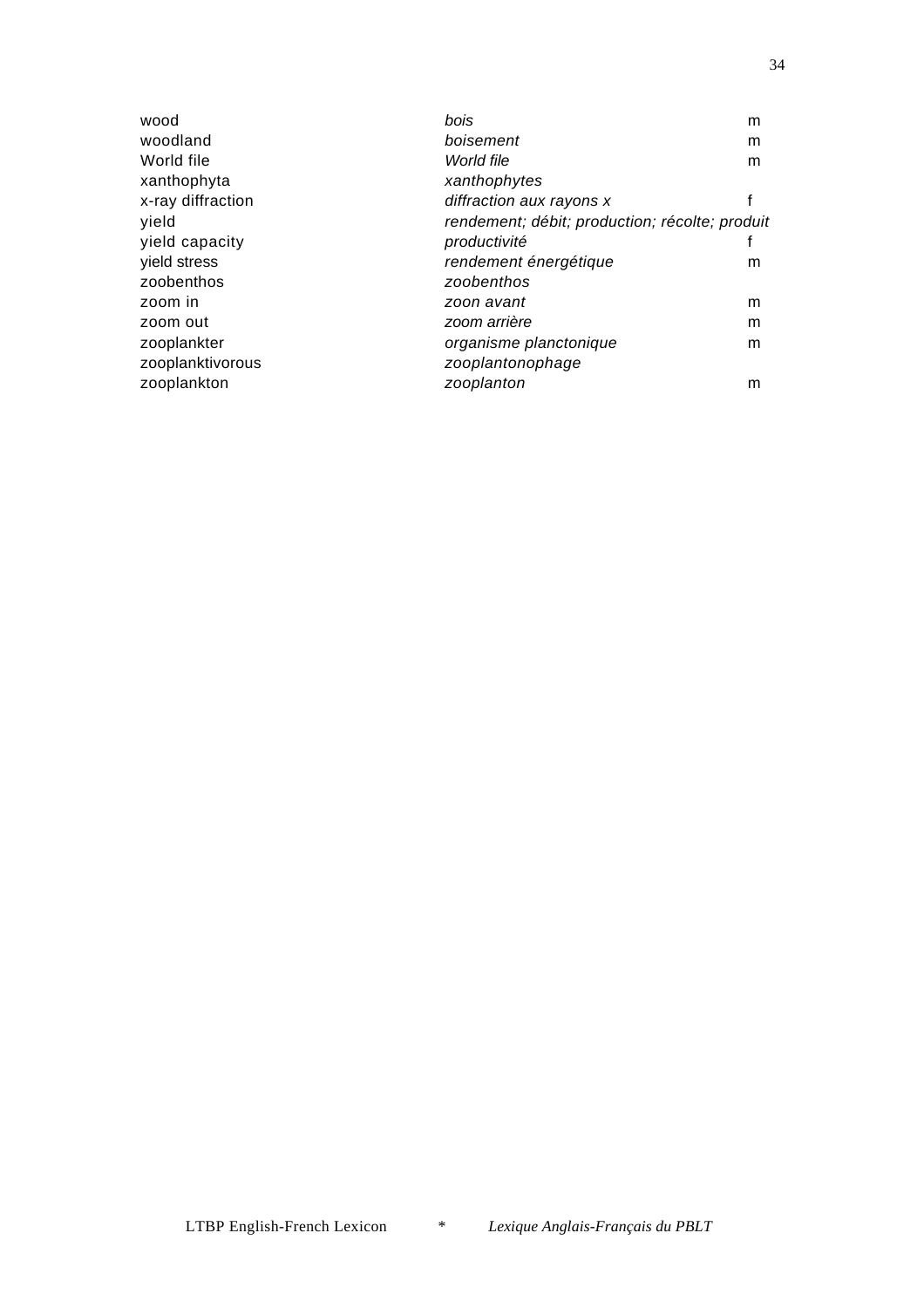| | | |
|---|---|---|
| wood | *bois* | m |
| woodland | *boisement* | m |
| World file | *World file* | m |
| xanthophyta | *xanthophytes* | |
| x-ray diffraction | *diffraction aux rayons x* | f |
| yield | *rendement; débit; production; récolte; produit* | |
| yield capacity | *productivité* | f |
| yield stress | *rendement énergétique* | m |
| zoobenthos | *zoobenthos* | |
| zoom in | *zoon avant* | m |
| zoom out | *zoom arrière* | m |
| zooplankter | *organisme planctonique* | m |
| zooplanktivorous | *zooplantonophage* | |
| zooplankton | *zooplanton* | m |